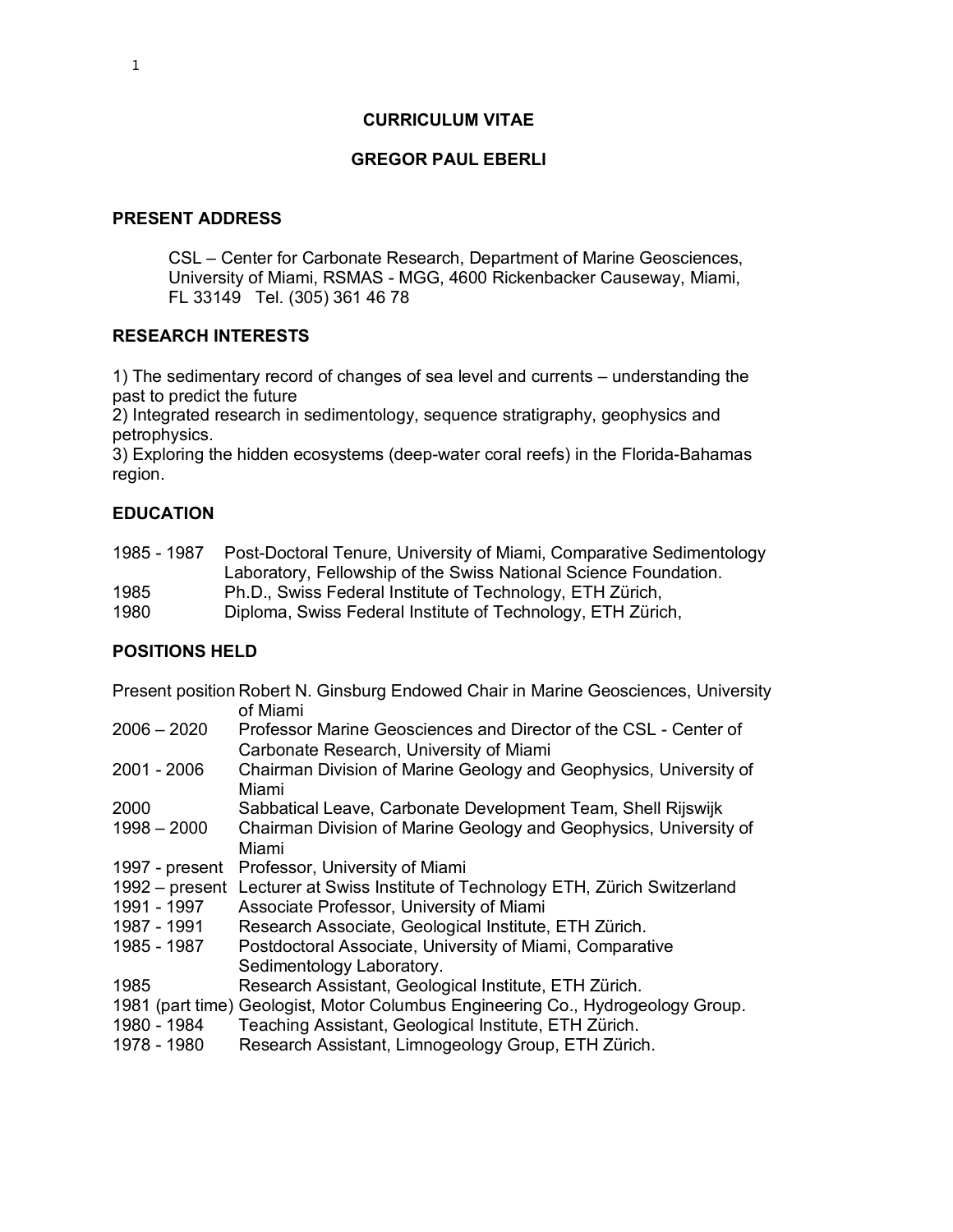# CURRICULUM VITAE

# GREGOR PAUL EBERLI

## PRESENT ADDRESS

CSL – Center for Carbonate Research, Department of Marine Geosciences, University of Miami, RSMAS - MGG, 4600 Rickenbacker Causeway, Miami, FL 33149 Tel. (305) 361 46 78

## RESEARCH INTERESTS

1) The sedimentary record of changes of sea level and currents – understanding the past to predict the future
2) Integrated research in sedimentology, sequence stratigraphy, geophysics and petrophysics.
3) Exploring the hidden ecosystems (deep-water coral reefs) in the Florida-Bahamas region.

## EDUCATION

| | |
|---|---|
| 1985 - 1987 | Post-Doctoral Tenure, University of Miami, Comparative Sedimentology Laboratory, Fellowship of the Swiss National Science Foundation. |
| 1985 | Ph.D., Swiss Federal Institute of Technology, ETH Zürich, |
| 1980 | Diploma, Swiss Federal Institute of Technology, ETH Zürich, |

## POSITIONS HELD

| | |
|---|---|
| Present position | Robert N. Ginsburg Endowed Chair in Marine Geosciences, University of Miami |
| 2006 – 2020 | Professor Marine Geosciences and Director of the CSL - Center of Carbonate Research, University of Miami |
| 2001 - 2006 | Chairman Division of Marine Geology and Geophysics, University of Miami |
| 2000 | Sabbatical Leave, Carbonate Development Team, Shell Rijswijk |
| 1998 – 2000 | Chairman Division of Marine Geology and Geophysics, University of Miami |
| 1997 - present | Professor, University of Miami |
| 1992 – present | Lecturer at Swiss Institute of Technology ETH, Zürich Switzerland |
| 1991 - 1997 | Associate Professor, University of Miami |
| 1987 - 1991 | Research Associate, Geological Institute, ETH Zürich. |
| 1985 - 1987 | Postdoctoral Associate, University of Miami, Comparative Sedimentology Laboratory. |
| 1985 | Research Assistant, Geological Institute, ETH Zürich. |
| 1981 (part time) | Geologist, Motor Columbus Engineering Co., Hydrogeology Group. |
| 1980 - 1984 | Teaching Assistant, Geological Institute, ETH Zürich. |
| 1978 - 1980 | Research Assistant, Limnogeology Group, ETH Zürich. |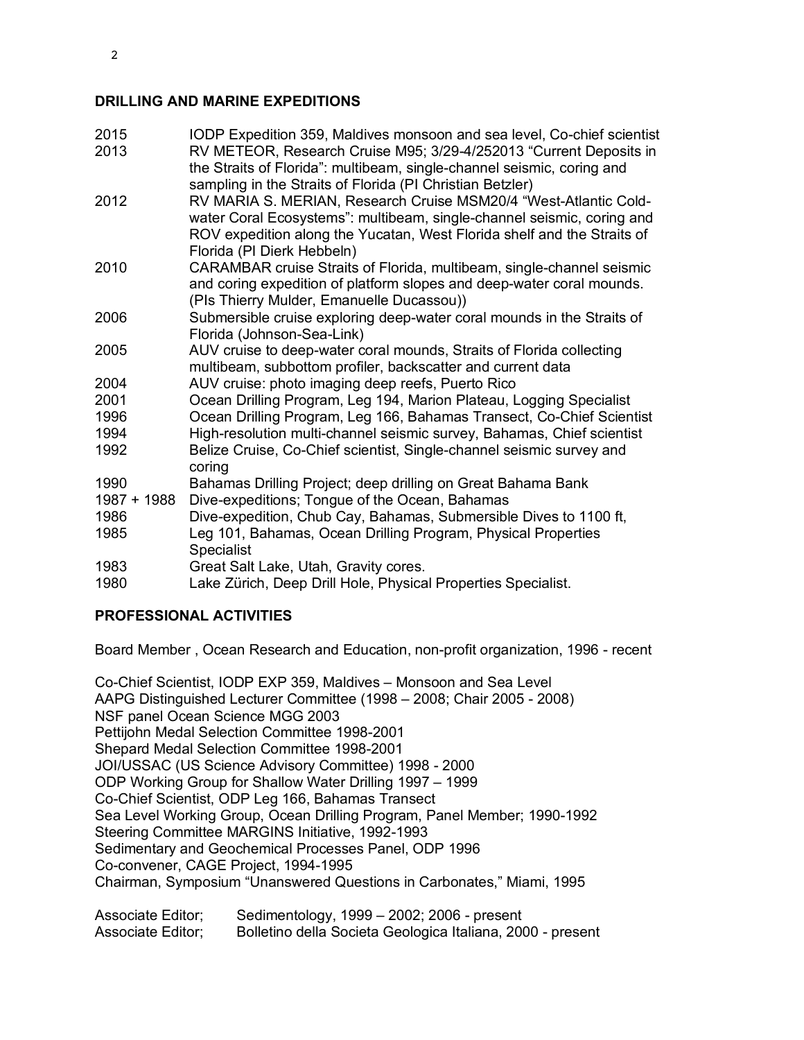## DRILLING AND MARINE EXPEDITIONS

| | |
|---|---|
| 2015 | IODP Expedition 359, Maldives monsoon and sea level, Co-chief scientist |
| 2013 | RV METEOR, Research Cruise M95; 3/29-4/252013 "Current Deposits in the Straits of Florida": multibeam, single-channel seismic, coring and sampling in the Straits of Florida (PI Christian Betzler) |
| 2012 | RV MARIA S. MERIAN, Research Cruise MSM20/4 "West-Atlantic Cold-water Coral Ecosystems": multibeam, single-channel seismic, coring and ROV expedition along the Yucatan, West Florida shelf and the Straits of Florida (PI Dierk Hebbeln) |
| 2010 | CARAMBAR cruise Straits of Florida, multibeam, single-channel seismic and coring expedition of platform slopes and deep-water coral mounds. (PIs Thierry Mulder, Emanuelle Ducassou)) |
| 2006 | Submersible cruise exploring deep-water coral mounds in the Straits of Florida (Johnson-Sea-Link) |
| 2005 | AUV cruise to deep-water coral mounds, Straits of Florida collecting multibeam, subbottom profiler, backscatter and current data |
| 2004 | AUV cruise: photo imaging deep reefs, Puerto Rico |
| 2001 | Ocean Drilling Program, Leg 194, Marion Plateau, Logging Specialist |
| 1996 | Ocean Drilling Program, Leg 166, Bahamas Transect, Co-Chief Scientist |
| 1994 | High-resolution multi-channel seismic survey, Bahamas, Chief scientist |
| 1992 | Belize Cruise, Co-Chief scientist, Single-channel seismic survey and coring |
| 1990 | Bahamas Drilling Project; deep drilling on Great Bahama Bank |
| 1987 + 1988 | Dive-expeditions; Tongue of the Ocean, Bahamas |
| 1986 | Dive-expedition, Chub Cay, Bahamas, Submersible Dives to 1100 ft, |
| 1985 | Leg 101, Bahamas, Ocean Drilling Program, Physical Properties Specialist |
| 1983 | Great Salt Lake, Utah, Gravity cores. |
| 1980 | Lake Zürich, Deep Drill Hole, Physical Properties Specialist. |

## PROFESSIONAL ACTIVITIES

Board Member , Ocean Research and Education, non-profit organization, 1996 - recent

Co-Chief Scientist, IODP EXP 359, Maldives – Monsoon and Sea Level
AAPG Distinguished Lecturer Committee (1998 – 2008; Chair 2005 - 2008)
NSF panel Ocean Science MGG 2003
Pettijohn Medal Selection Committee 1998-2001
Shepard Medal Selection Committee 1998-2001
JOI/USSAC (US Science Advisory Committee) 1998 - 2000
ODP Working Group for Shallow Water Drilling 1997 – 1999
Co-Chief Scientist, ODP Leg 166, Bahamas Transect
Sea Level Working Group, Ocean Drilling Program, Panel Member; 1990-1992
Steering Committee MARGINS Initiative, 1992-1993
Sedimentary and Geochemical Processes Panel, ODP 1996
Co-convener, CAGE Project, 1994-1995
Chairman, Symposium "Unanswered Questions in Carbonates," Miami, 1995

| | |
|---|---|
| Associate Editor; | Sedimentology, 1999 – 2002; 2006 - present |
| Associate Editor; | Bolletino della Societa Geologica Italiana, 2000 - present |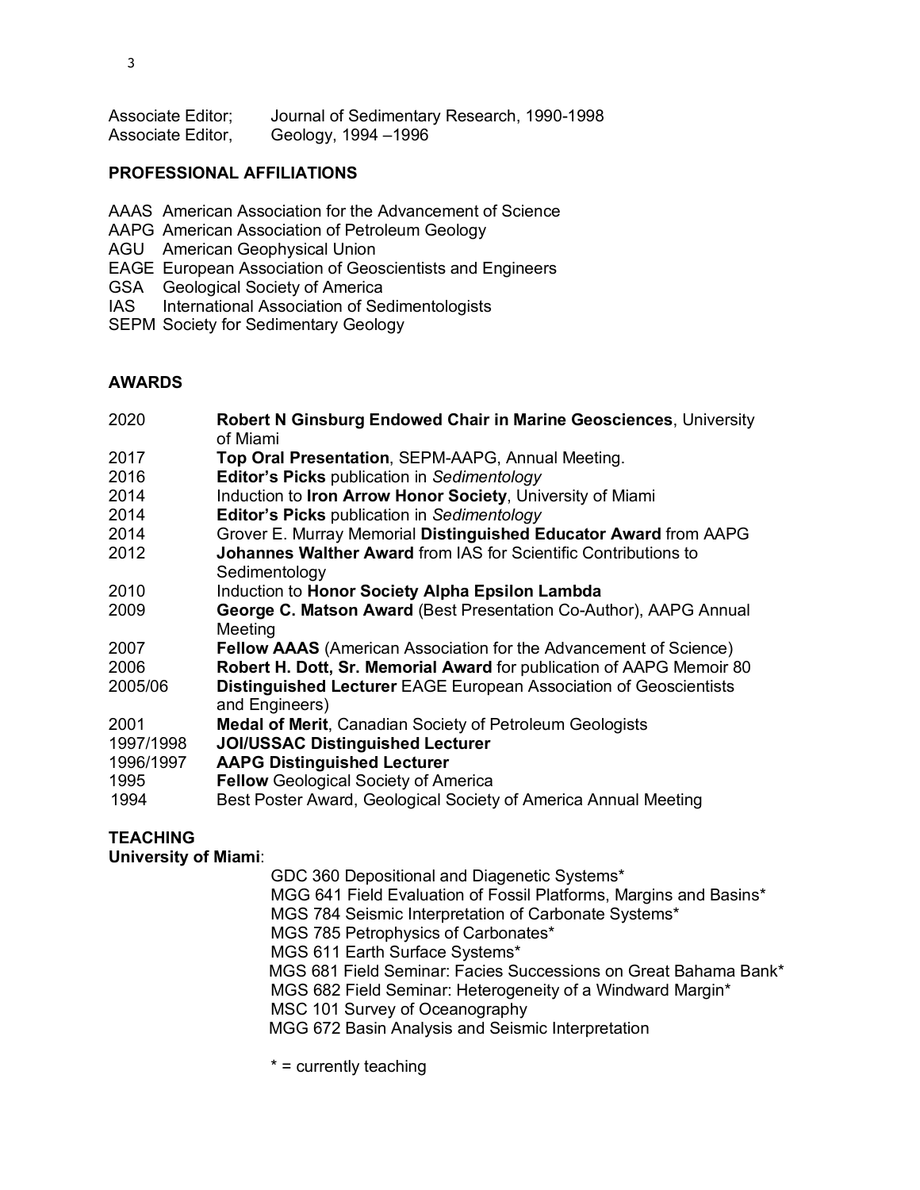Associate Editor; Journal of Sedimentary Research, 1990-1998
Associate Editor, Geology, 1994 –1996

## PROFESSIONAL AFFILIATIONS

AAAS American Association for the Advancement of Science
AAPG American Association of Petroleum Geology
AGU American Geophysical Union
EAGE European Association of Geoscientists and Engineers
GSA Geological Society of America
IAS International Association of Sedimentologists
SEPM Society for Sedimentary Geology

## AWARDS

| | |
|---|---|
| 2020 | **Robert N Ginsburg Endowed Chair in Marine Geosciences**, University of Miami |
| 2017 | **Top Oral Presentation**, SEPM-AAPG, Annual Meeting. |
| 2016 | **Editor's Picks** publication in *Sedimentology* |
| 2014 | Induction to **Iron Arrow Honor Society**, University of Miami |
| 2014 | **Editor's Picks** publication in *Sedimentology* |
| 2014 | Grover E. Murray Memorial **Distinguished Educator Award** from AAPG |
| 2012 | **Johannes Walther Award** from IAS for Scientific Contributions to Sedimentology |
| 2010 | Induction to **Honor Society Alpha Epsilon Lambda** |
| 2009 | **George C. Matson Award** (Best Presentation Co-Author), AAPG Annual Meeting |
| 2007 | **Fellow AAAS** (American Association for the Advancement of Science) |
| 2006 | **Robert H. Dott, Sr. Memorial Award** for publication of AAPG Memoir 80 |
| 2005/06 | **Distinguished Lecturer** EAGE European Association of Geoscientists and Engineers) |
| 2001 | **Medal of Merit**, Canadian Society of Petroleum Geologists |
| 1997/1998 | **JOI/USSAC Distinguished Lecturer** |
| 1996/1997 | **AAPG Distinguished Lecturer** |
| 1995 | **Fellow** Geological Society of America |
| 1994 | Best Poster Award, Geological Society of America Annual Meeting |

## TEACHING

**University of Miami**:

GDC 360 Depositional and Diagenetic Systems*
MGG 641 Field Evaluation of Fossil Platforms, Margins and Basins*
MGS 784 Seismic Interpretation of Carbonate Systems*
MGS 785 Petrophysics of Carbonates*
MGS 611 Earth Surface Systems*
MGS 681 Field Seminar: Facies Successions on Great Bahama Bank*
MGS 682 Field Seminar: Heterogeneity of a Windward Margin*
MSC 101 Survey of Oceanography
MGG 672 Basin Analysis and Seismic Interpretation

* = currently teaching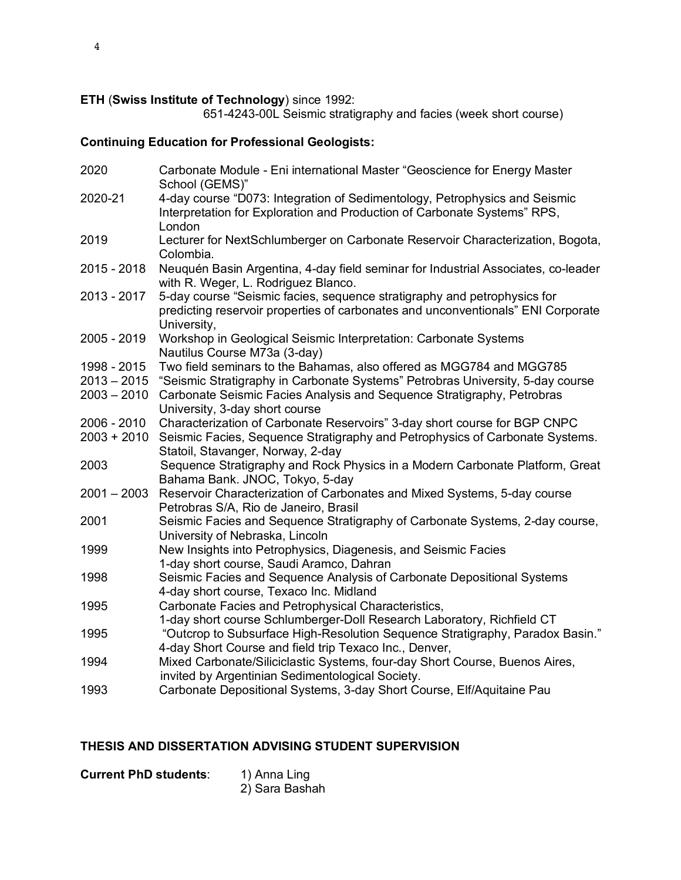**ETH** (**Swiss Institute of Technology**) since 1992:
651-4243-00L Seismic stratigraphy and facies (week short course)

**Continuing Education for Professional Geologists:**

| | |
|---|---|
| 2020 | Carbonate Module - Eni international Master "Geoscience for Energy Master School (GEMS)" |
| 2020-21 | 4-day course "D073: Integration of Sedimentology, Petrophysics and Seismic Interpretation for Exploration and Production of Carbonate Systems" RPS, London |
| 2019 | Lecturer for NextSchlumberger on Carbonate Reservoir Characterization, Bogota, Colombia. |
| 2015 - 2018 | Neuquén Basin Argentina, 4-day field seminar for Industrial Associates, co-leader with R. Weger, L. Rodriguez Blanco. |
| 2013 - 2017 | 5-day course "Seismic facies, sequence stratigraphy and petrophysics for predicting reservoir properties of carbonates and unconventionals" ENI Corporate University, |
| 2005 - 2019 | Workshop in Geological Seismic Interpretation: Carbonate Systems Nautilus Course M73a (3-day) |
| 1998 - 2015 | Two field seminars to the Bahamas, also offered as MGG784 and MGG785 |
| 2013 – 2015 | "Seismic Stratigraphy in Carbonate Systems" Petrobras University, 5-day course |
| 2003 – 2010 | Carbonate Seismic Facies Analysis and Sequence Stratigraphy, Petrobras University, 3-day short course |
| 2006 - 2010 | Characterization of Carbonate Reservoirs" 3-day short course for BGP CNPC |
| 2003 + 2010 | Seismic Facies, Sequence Stratigraphy and Petrophysics of Carbonate Systems. Statoil, Stavanger, Norway, 2-day |
| 2003 | Sequence Stratigraphy and Rock Physics in a Modern Carbonate Platform, Great Bahama Bank. JNOC, Tokyo, 5-day |
| 2001 – 2003 | Reservoir Characterization of Carbonates and Mixed Systems, 5-day course Petrobras S/A, Rio de Janeiro, Brasil |
| 2001 | Seismic Facies and Sequence Stratigraphy of Carbonate Systems, 2-day course, University of Nebraska, Lincoln |
| 1999 | New Insights into Petrophysics, Diagenesis, and Seismic Facies 1-day short course, Saudi Aramco, Dahran |
| 1998 | Seismic Facies and Sequence Analysis of Carbonate Depositional Systems 4-day short course, Texaco Inc. Midland |
| 1995 | Carbonate Facies and Petrophysical Characteristics, 1-day short course Schlumberger-Doll Research Laboratory, Richfield CT |
| 1995 | "Outcrop to Subsurface High-Resolution Sequence Stratigraphy, Paradox Basin." 4-day Short Course and field trip Texaco Inc., Denver, |
| 1994 | Mixed Carbonate/Siliciclastic Systems, four-day Short Course, Buenos Aires, invited by Argentinian Sedimentological Society. |
| 1993 | Carbonate Depositional Systems, 3-day Short Course, Elf/Aquitaine Pau |

## THESIS AND DISSERTATION ADVISING STUDENT SUPERVISION

**Current PhD students**:
1) Anna Ling
2) Sara Bashah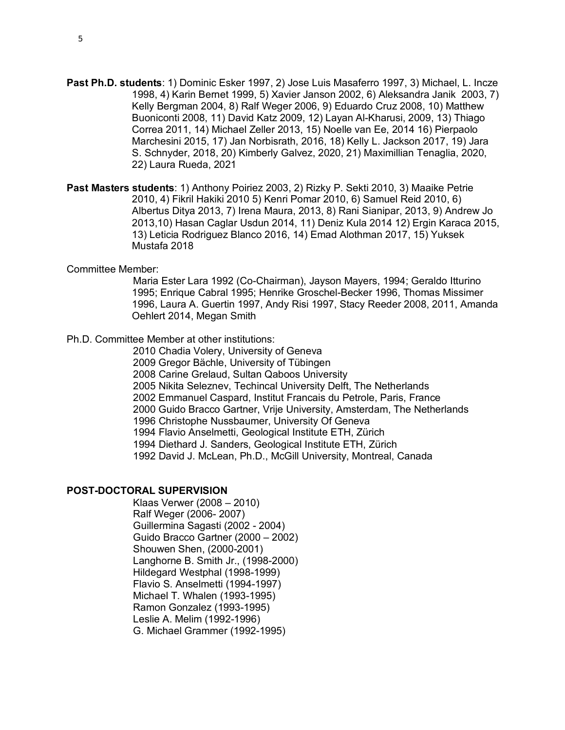**Past Ph.D. students**: 1) Dominic Esker 1997, 2) Jose Luis Masaferro 1997, 3) Michael, L. Incze 1998, 4) Karin Bernet 1999, 5) Xavier Janson 2002, 6) Aleksandra Janik 2003, 7) Kelly Bergman 2004, 8) Ralf Weger 2006, 9) Eduardo Cruz 2008, 10) Matthew Buoniconti 2008, 11) David Katz 2009, 12) Layan Al-Kharusi, 2009, 13) Thiago Correa 2011, 14) Michael Zeller 2013, 15) Noelle van Ee, 2014 16) Pierpaolo Marchesini 2015, 17) Jan Norbisrath, 2016, 18) Kelly L. Jackson 2017, 19) Jara S. Schnyder, 2018, 20) Kimberly Galvez, 2020, 21) Maximillian Tenaglia, 2020, 22) Laura Rueda, 2021

**Past Masters students**: 1) Anthony Poiriez 2003, 2) Rizky P. Sekti 2010, 3) Maaike Petrie 2010, 4) Fikril Hakiki 2010 5) Kenri Pomar 2010, 6) Samuel Reid 2010, 6) Albertus Ditya 2013, 7) Irena Maura, 2013, 8) Rani Sianipar, 2013, 9) Andrew Jo 2013,10) Hasan Caglar Usdun 2014, 11) Deniz Kula 2014 12) Ergin Karaca 2015, 13) Leticia Rodriguez Blanco 2016, 14) Emad Alothman 2017, 15) Yuksek Mustafa 2018

Committee Member:

Maria Ester Lara 1992 (Co-Chairman), Jayson Mayers, 1994; Geraldo Itturino 1995; Enrique Cabral 1995; Henrike Groschel-Becker 1996, Thomas Missimer 1996, Laura A. Guertin 1997, Andy Risi 1997, Stacy Reeder 2008, 2011, Amanda Oehlert 2014, Megan Smith

Ph.D. Committee Member at other institutions:

2010 Chadia Volery, University of Geneva
2009 Gregor Bächle, University of Tübingen
2008 Carine Grelaud, Sultan Qaboos University
2005 Nikita Seleznev, Techincal University Delft, The Netherlands
2002 Emmanuel Caspard, Institut Francais du Petrole, Paris, France
2000 Guido Bracco Gartner, Vrije University, Amsterdam, The Netherlands
1996 Christophe Nussbaumer, University Of Geneva
1994 Flavio Anselmetti, Geological Institute ETH, Zürich
1994 Diethard J. Sanders, Geological Institute ETH, Zürich
1992 David J. McLean, Ph.D., McGill University, Montreal, Canada

## POST-DOCTORAL SUPERVISION

Klaas Verwer (2008 – 2010)
Ralf Weger (2006- 2007)
Guillermina Sagasti (2002 - 2004)
Guido Bracco Gartner (2000 – 2002)
Shouwen Shen, (2000-2001)
Langhorne B. Smith Jr., (1998-2000)
Hildegard Westphal (1998-1999)
Flavio S. Anselmetti (1994-1997)
Michael T. Whalen (1993-1995)
Ramon Gonzalez (1993-1995)
Leslie A. Melim (1992-1996)
G. Michael Grammer (1992-1995)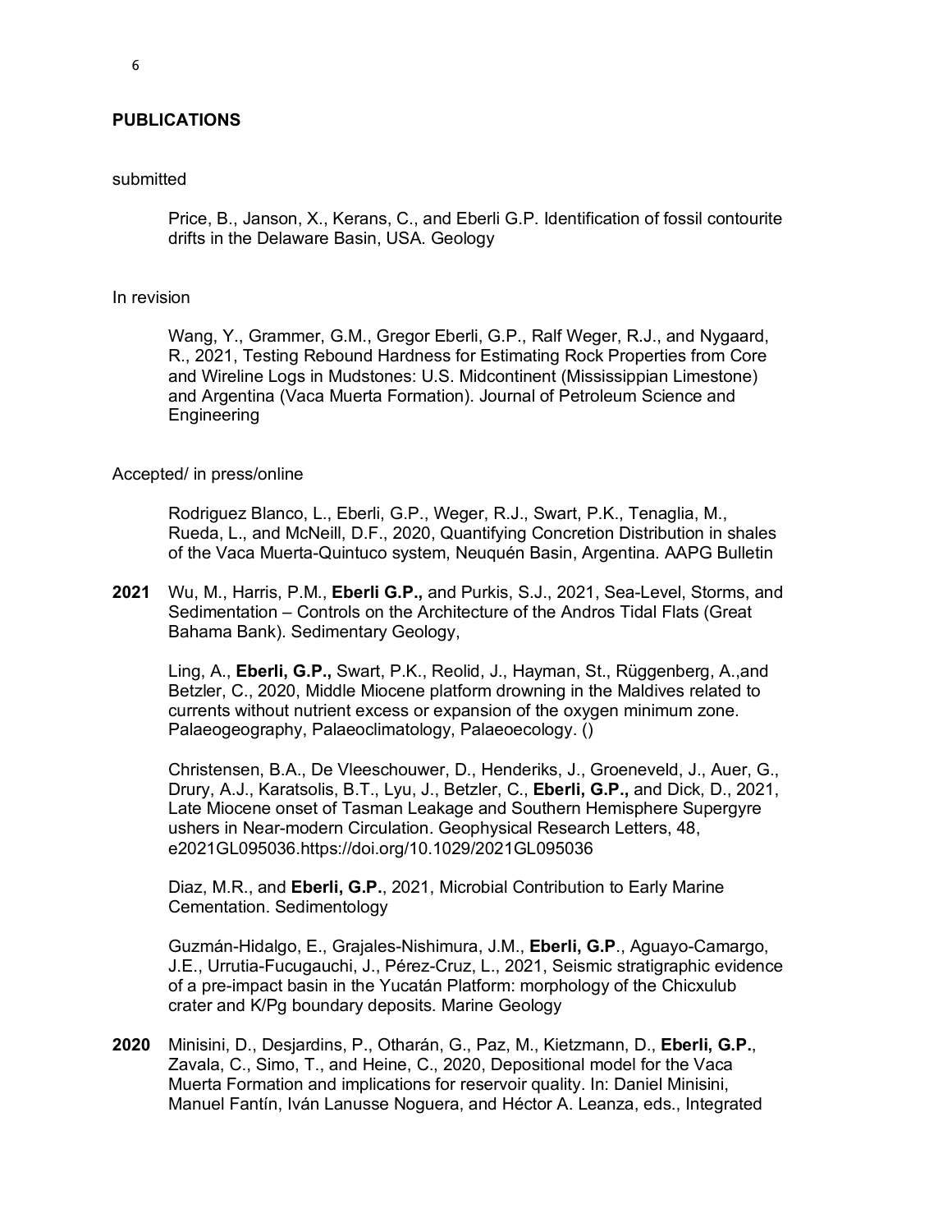## PUBLICATIONS

submitted

Price, B., Janson, X., Kerans, C., and Eberli G.P. Identification of fossil contourite drifts in the Delaware Basin, USA. Geology

In revision

Wang, Y., Grammer, G.M., Gregor Eberli, G.P., Ralf Weger, R.J., and Nygaard, R., 2021, Testing Rebound Hardness for Estimating Rock Properties from Core and Wireline Logs in Mudstones: U.S. Midcontinent (Mississippian Limestone) and Argentina (Vaca Muerta Formation). Journal of Petroleum Science and Engineering

Accepted/ in press/online

Rodriguez Blanco, L., Eberli, G.P., Weger, R.J., Swart, P.K., Tenaglia, M., Rueda, L., and McNeill, D.F., 2020, Quantifying Concretion Distribution in shales of the Vaca Muerta-Quintuco system, Neuquén Basin, Argentina. AAPG Bulletin

**2021** Wu, M., Harris, P.M., **Eberli G.P.,** and Purkis, S.J., 2021, Sea-Level, Storms, and Sedimentation – Controls on the Architecture of the Andros Tidal Flats (Great Bahama Bank). Sedimentary Geology,

Ling, A., **Eberli, G.P.,** Swart, P.K., Reolid, J., Hayman, St., Rüggenberg, A.,and Betzler, C., 2020, Middle Miocene platform drowning in the Maldives related to currents without nutrient excess or expansion of the oxygen minimum zone. Palaeogeography, Palaeoclimatology, Palaeoecology. ()

Christensen, B.A., De Vleeschouwer, D., Henderiks, J., Groeneveld, J., Auer, G., Drury, A.J., Karatsolis, B.T., Lyu, J., Betzler, C., **Eberli, G.P.,** and Dick, D., 2021, Late Miocene onset of Tasman Leakage and Southern Hemisphere Supergyre ushers in Near-modern Circulation. Geophysical Research Letters, 48, e2021GL095036.https://doi.org/10.1029/2021GL095036

Diaz, M.R., and **Eberli, G.P.**, 2021, Microbial Contribution to Early Marine Cementation. Sedimentology

Guzmán-Hidalgo, E., Grajales-Nishimura, J.M., **Eberli, G.P**., Aguayo-Camargo, J.E., Urrutia-Fucugauchi, J., Pérez-Cruz, L., 2021, Seismic stratigraphic evidence of a pre-impact basin in the Yucatán Platform: morphology of the Chicxulub crater and K/Pg boundary deposits. Marine Geology

**2020** Minisini, D., Desjardins, P., Otharán, G., Paz, M., Kietzmann, D., **Eberli, G.P.**, Zavala, C., Simo, T., and Heine, C., 2020, Depositional model for the Vaca Muerta Formation and implications for reservoir quality. In: Daniel Minisini, Manuel Fantín, Iván Lanusse Noguera, and Héctor A. Leanza, eds., Integrated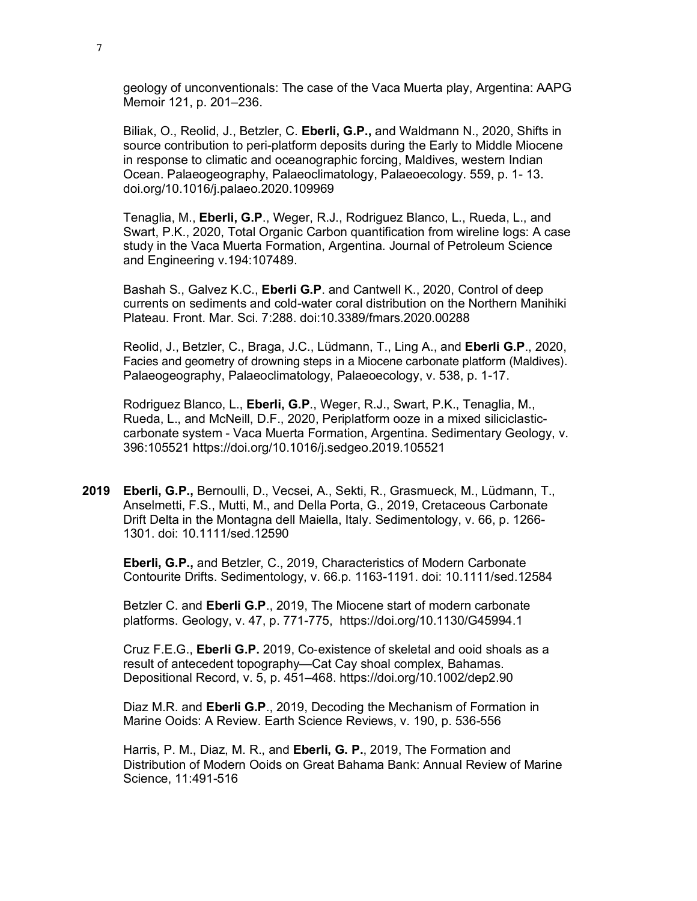geology of unconventionals: The case of the Vaca Muerta play, Argentina: AAPG Memoir 121, p. 201–236.

Biliak, O., Reolid, J., Betzler, C. **Eberli, G.P.,** and Waldmann N., 2020, Shifts in source contribution to peri-platform deposits during the Early to Middle Miocene in response to climatic and oceanographic forcing, Maldives, western Indian Ocean. Palaeogeography, Palaeoclimatology, Palaeoecology. 559, p. 1- 13. doi.org/10.1016/j.palaeo.2020.109969

Tenaglia, M., **Eberli, G.P**., Weger, R.J., Rodriguez Blanco, L., Rueda, L., and Swart, P.K., 2020, Total Organic Carbon quantification from wireline logs: A case study in the Vaca Muerta Formation, Argentina. Journal of Petroleum Science and Engineering v.194:107489.

Bashah S., Galvez K.C., **Eberli G.P**. and Cantwell K., 2020, Control of deep currents on sediments and cold-water coral distribution on the Northern Manihiki Plateau. Front. Mar. Sci. 7:288. doi:10.3389/fmars.2020.00288

Reolid, J., Betzler, C., Braga, J.C., Lüdmann, T., Ling A., and **Eberli G.P**., 2020, Facies and geometry of drowning steps in a Miocene carbonate platform (Maldives). Palaeogeography, Palaeoclimatology, Palaeoecology, v. 538, p. 1-17.

Rodriguez Blanco, L., **Eberli, G.P**., Weger, R.J., Swart, P.K., Tenaglia, M., Rueda, L., and McNeill, D.F., 2020, Periplatform ooze in a mixed siliciclastic-carbonate system - Vaca Muerta Formation, Argentina. Sedimentary Geology, v. 396:105521 https://doi.org/10.1016/j.sedgeo.2019.105521

**2019** **Eberli, G.P.,** Bernoulli, D., Vecsei, A., Sekti, R., Grasmueck, M., Lüdmann, T., Anselmetti, F.S., Mutti, M., and Della Porta, G., 2019, Cretaceous Carbonate Drift Delta in the Montagna dell Maiella, Italy. Sedimentology, v. 66, p. 1266-1301. doi: 10.1111/sed.12590

**Eberli, G.P.,** and Betzler, C., 2019, Characteristics of Modern Carbonate Contourite Drifts. Sedimentology, v. 66.p. 1163-1191. doi: 10.1111/sed.12584

Betzler C. and **Eberli G.P**., 2019, The Miocene start of modern carbonate platforms. Geology, v. 47, p. 771-775, https://doi.org/10.1130/G45994.1

Cruz F.E.G., **Eberli G.P.** 2019, Co-existence of skeletal and ooid shoals as a result of antecedent topography—Cat Cay shoal complex, Bahamas. Depositional Record, v. 5, p. 451–468. https://doi.org/10.1002/dep2.90

Diaz M.R. and **Eberli G.P**., 2019, Decoding the Mechanism of Formation in Marine Ooids: A Review. Earth Science Reviews, v. 190, p. 536-556

Harris, P. M., Diaz, M. R., and **Eberli, G. P.**, 2019, The Formation and Distribution of Modern Ooids on Great Bahama Bank: Annual Review of Marine Science, 11:491-516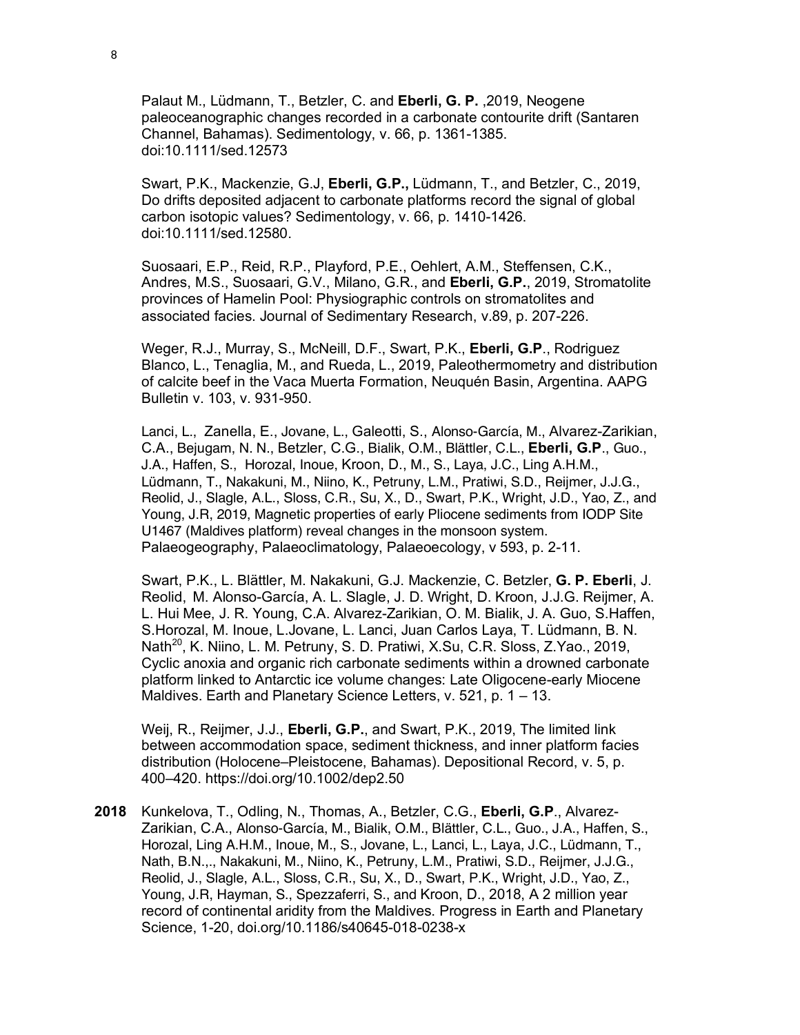Palaut M., Lüdmann, T., Betzler, C. and **Eberli, G. P.** ,2019, Neogene paleoceanographic changes recorded in a carbonate contourite drift (Santaren Channel, Bahamas). Sedimentology, v. 66, p. 1361-1385. doi:10.1111/sed.12573

Swart, P.K., Mackenzie, G.J, **Eberli, G.P.,** Lüdmann, T., and Betzler, C., 2019, Do drifts deposited adjacent to carbonate platforms record the signal of global carbon isotopic values? Sedimentology, v. 66, p. 1410-1426. doi:10.1111/sed.12580.

Suosaari, E.P., Reid, R.P., Playford, P.E., Oehlert, A.M., Steffensen, C.K., Andres, M.S., Suosaari, G.V., Milano, G.R., and **Eberli, G.P.**, 2019, Stromatolite provinces of Hamelin Pool: Physiographic controls on stromatolites and associated facies. Journal of Sedimentary Research, v.89, p. 207-226.

Weger, R.J., Murray, S., McNeill, D.F., Swart, P.K., **Eberli, G.P**., Rodriguez Blanco, L., Tenaglia, M., and Rueda, L., 2019, Paleothermometry and distribution of calcite beef in the Vaca Muerta Formation, Neuquén Basin, Argentina. AAPG Bulletin v. 103, v. 931-950.

Lanci, L., Zanella, E., Jovane, L., Galeotti, S., Alonso-García, M., Alvarez-Zarikian, C.A., Bejugam, N. N., Betzler, C.G., Bialik, O.M., Blättler, C.L., **Eberli, G.P**., Guo., J.A., Haffen, S., Horozal, Inoue, Kroon, D., M., S., Laya, J.C., Ling A.H.M., Lüdmann, T., Nakakuni, M., Niino, K., Petruny, L.M., Pratiwi, S.D., Reijmer, J.J.G., Reolid, J., Slagle, A.L., Sloss, C.R., Su, X., D., Swart, P.K., Wright, J.D., Yao, Z., and Young, J.R, 2019, Magnetic properties of early Pliocene sediments from IODP Site U1467 (Maldives platform) reveal changes in the monsoon system. Palaeogeography, Palaeoclimatology, Palaeoecology, v 593, p. 2-11.

Swart, P.K., L. Blättler, M. Nakakuni, G.J. Mackenzie, C. Betzler, **G. P. Eberli**, J. Reolid, M. Alonso-García, A. L. Slagle, J. D. Wright, D. Kroon, J.J.G. Reijmer, A. L. Hui Mee, J. R. Young, C.A. Alvarez-Zarikian, O. M. Bialik, J. A. Guo, S.Haffen, S.Horozal, M. Inoue, L.Jovane, L. Lanci, Juan Carlos Laya, T. Lüdmann, B. N. Nath[20], K. Niino, L. M. Petruny, S. D. Pratiwi, X.Su, C.R. Sloss, Z.Yao., 2019, Cyclic anoxia and organic rich carbonate sediments within a drowned carbonate platform linked to Antarctic ice volume changes: Late Oligocene-early Miocene Maldives. Earth and Planetary Science Letters, v. 521, p. 1 – 13.

Weij, R., Reijmer, J.J., **Eberli, G.P.**, and Swart, P.K., 2019, The limited link between accommodation space, sediment thickness, and inner platform facies distribution (Holocene–Pleistocene, Bahamas). Depositional Record, v. 5, p. 400–420. https://doi.org/10.1002/dep2.50

**2018** Kunkelova, T., Odling, N., Thomas, A., Betzler, C.G., **Eberli, G.P**., Alvarez-Zarikian, C.A., Alonso-García, M., Bialik, O.M., Blättler, C.L., Guo., J.A., Haffen, S., Horozal, Ling A.H.M., Inoue, M., S., Jovane, L., Lanci, L., Laya, J.C., Lüdmann, T., Nath, B.N.,., Nakakuni, M., Niino, K., Petruny, L.M., Pratiwi, S.D., Reijmer, J.J.G., Reolid, J., Slagle, A.L., Sloss, C.R., Su, X., D., Swart, P.K., Wright, J.D., Yao, Z., Young, J.R, Hayman, S., Spezzaferri, S., and Kroon, D., 2018, A 2 million year record of continental aridity from the Maldives. Progress in Earth and Planetary Science, 1-20, doi.org/10.1186/s40645-018-0238-x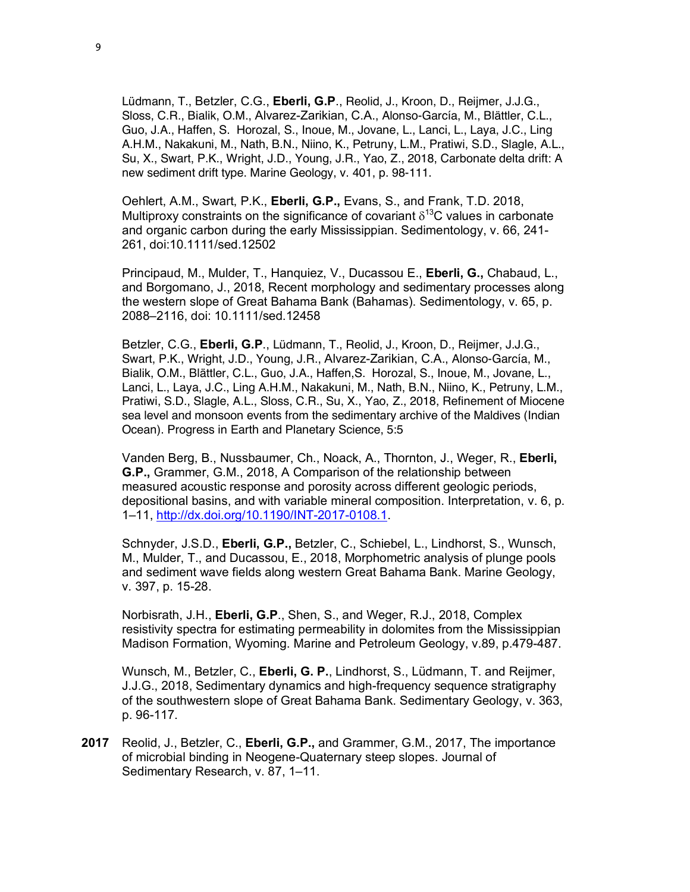Lüdmann, T., Betzler, C.G., **Eberli, G.P**., Reolid, J., Kroon, D., Reijmer, J.J.G., Sloss, C.R., Bialik, O.M., Alvarez-Zarikian, C.A., Alonso-García, M., Blättler, C.L., Guo, J.A., Haffen, S. Horozal, S., Inoue, M., Jovane, L., Lanci, L., Laya, J.C., Ling A.H.M., Nakakuni, M., Nath, B.N., Niino, K., Petruny, L.M., Pratiwi, S.D., Slagle, A.L., Su, X., Swart, P.K., Wright, J.D., Young, J.R., Yao, Z., 2018, Carbonate delta drift: A new sediment drift type. Marine Geology, v. 401, p. 98-111.

Oehlert, A.M., Swart, P.K., **Eberli, G.P.,** Evans, S., and Frank, T.D. 2018, Multiproxy constraints on the significance of covariant $\delta^{13}$C values in carbonate and organic carbon during the early Mississippian. Sedimentology, v. 66, 241-261, doi:10.1111/sed.12502

Principaud, M., Mulder, T., Hanquiez, V., Ducassou E., **Eberli, G.,** Chabaud, L., and Borgomano, J., 2018, Recent morphology and sedimentary processes along the western slope of Great Bahama Bank (Bahamas). Sedimentology, v. 65, p. 2088–2116, doi: 10.1111/sed.12458

Betzler, C.G., **Eberli, G.P**., Lüdmann, T., Reolid, J., Kroon, D., Reijmer, J.J.G., Swart, P.K., Wright, J.D., Young, J.R., Alvarez-Zarikian, C.A., Alonso-García, M., Bialik, O.M., Blättler, C.L., Guo, J.A., Haffen,S. Horozal, S., Inoue, M., Jovane, L., Lanci, L., Laya, J.C., Ling A.H.M., Nakakuni, M., Nath, B.N., Niino, K., Petruny, L.M., Pratiwi, S.D., Slagle, A.L., Sloss, C.R., Su, X., Yao, Z., 2018, Refinement of Miocene sea level and monsoon events from the sedimentary archive of the Maldives (Indian Ocean). Progress in Earth and Planetary Science, 5:5

Vanden Berg, B., Nussbaumer, Ch., Noack, A., Thornton, J., Weger, R., **Eberli, G.P.,** Grammer, G.M., 2018, A Comparison of the relationship between measured acoustic response and porosity across different geologic periods, depositional basins, and with variable mineral composition. Interpretation, v. 6, p. 1–11, http://dx.doi.org/10.1190/INT-2017-0108.1.

Schnyder, J.S.D., **Eberli, G.P.,** Betzler, C., Schiebel, L., Lindhorst, S., Wunsch, M., Mulder, T., and Ducassou, E., 2018, Morphometric analysis of plunge pools and sediment wave fields along western Great Bahama Bank. Marine Geology, v. 397, p. 15-28.

Norbisrath, J.H., **Eberli, G.P**., Shen, S., and Weger, R.J., 2018, Complex resistivity spectra for estimating permeability in dolomites from the Mississippian Madison Formation, Wyoming. Marine and Petroleum Geology, v.89, p.479-487.

Wunsch, M., Betzler, C., **Eberli, G. P.**, Lindhorst, S., Lüdmann, T. and Reijmer, J.J.G., 2018, Sedimentary dynamics and high-frequency sequence stratigraphy of the southwestern slope of Great Bahama Bank. Sedimentary Geology, v. 363, p. 96-117.

**2017** Reolid, J., Betzler, C., **Eberli, G.P.,** and Grammer, G.M., 2017, The importance of microbial binding in Neogene-Quaternary steep slopes. Journal of Sedimentary Research, v. 87, 1–11.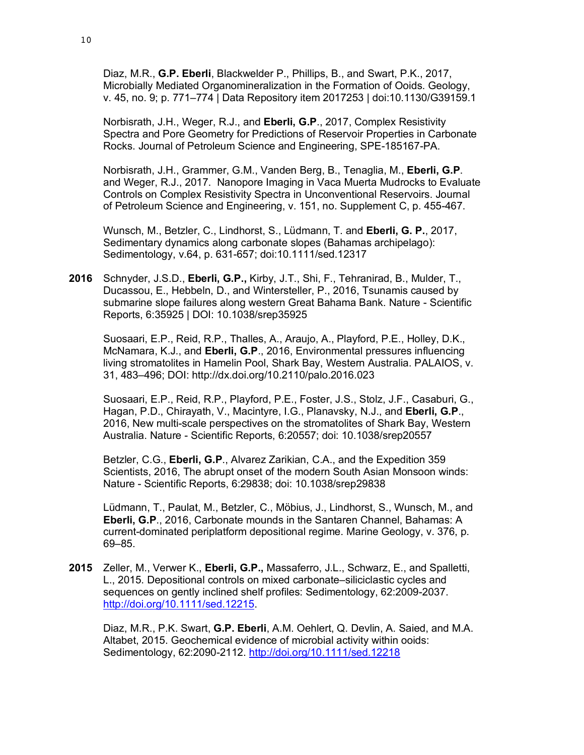Diaz, M.R., **G.P. Eberli**, Blackwelder P., Phillips, B., and Swart, P.K., 2017, Microbially Mediated Organomineralization in the Formation of Ooids. Geology, v. 45, no. 9; p. 771–774 | Data Repository item 2017253 | doi:10.1130/G39159.1

Norbisrath, J.H., Weger, R.J., and **Eberli, G.P**., 2017, Complex Resistivity Spectra and Pore Geometry for Predictions of Reservoir Properties in Carbonate Rocks. Journal of Petroleum Science and Engineering, SPE-185167-PA.

Norbisrath, J.H., Grammer, G.M., Vanden Berg, B., Tenaglia, M., **Eberli, G.P**. and Weger, R.J., 2017. Nanopore Imaging in Vaca Muerta Mudrocks to Evaluate Controls on Complex Resistivity Spectra in Unconventional Reservoirs. Journal of Petroleum Science and Engineering, v. 151, no. Supplement C, p. 455-467.

Wunsch, M., Betzler, C., Lindhorst, S., Lüdmann, T. and **Eberli, G. P.**, 2017, Sedimentary dynamics along carbonate slopes (Bahamas archipelago): Sedimentology, v.64, p. 631-657; doi:10.1111/sed.12317

**2016** Schnyder, J.S.D., **Eberli, G.P.,** Kirby, J.T., Shi, F., Tehranirad, B., Mulder, T., Ducassou, E., Hebbeln, D., and Wintersteller, P., 2016, Tsunamis caused by submarine slope failures along western Great Bahama Bank. Nature - Scientific Reports, 6:35925 | DOI: 10.1038/srep35925

Suosaari, E.P., Reid, R.P., Thalles, A., Araujo, A., Playford, P.E., Holley, D.K., McNamara, K.J., and **Eberli, G.P**., 2016, Environmental pressures influencing living stromatolites in Hamelin Pool, Shark Bay, Western Australia. PALAIOS, v. 31, 483–496; DOI: http://dx.doi.org/10.2110/palo.2016.023

Suosaari, E.P., Reid, R.P., Playford, P.E., Foster, J.S., Stolz, J.F., Casaburi, G., Hagan, P.D., Chirayath, V., Macintyre, I.G., Planavsky, N.J., and **Eberli, G.P**., 2016, New multi-scale perspectives on the stromatolites of Shark Bay, Western Australia. Nature - Scientific Reports, 6:20557; doi: 10.1038/srep20557

Betzler, C.G., **Eberli, G.P**., Alvarez Zarikian, C.A., and the Expedition 359 Scientists, 2016, The abrupt onset of the modern South Asian Monsoon winds: Nature - Scientific Reports, 6:29838; doi: 10.1038/srep29838

Lüdmann, T., Paulat, M., Betzler, C., Möbius, J., Lindhorst, S., Wunsch, M., and **Eberli, G.P**., 2016, Carbonate mounds in the Santaren Channel, Bahamas: A current-dominated periplatform depositional regime. Marine Geology, v. 376, p. 69–85.

**2015** Zeller, M., Verwer K., **Eberli, G.P.,** Massaferro, J.L., Schwarz, E., and Spalletti, L., 2015. Depositional controls on mixed carbonate–siliciclastic cycles and sequences on gently inclined shelf profiles: Sedimentology, 62:2009-2037. http://doi.org/10.1111/sed.12215.

Diaz, M.R., P.K. Swart, **G.P. Eberli**, A.M. Oehlert, Q. Devlin, A. Saied, and M.A. Altabet, 2015. Geochemical evidence of microbial activity within ooids: Sedimentology, 62:2090-2112. http://doi.org/10.1111/sed.12218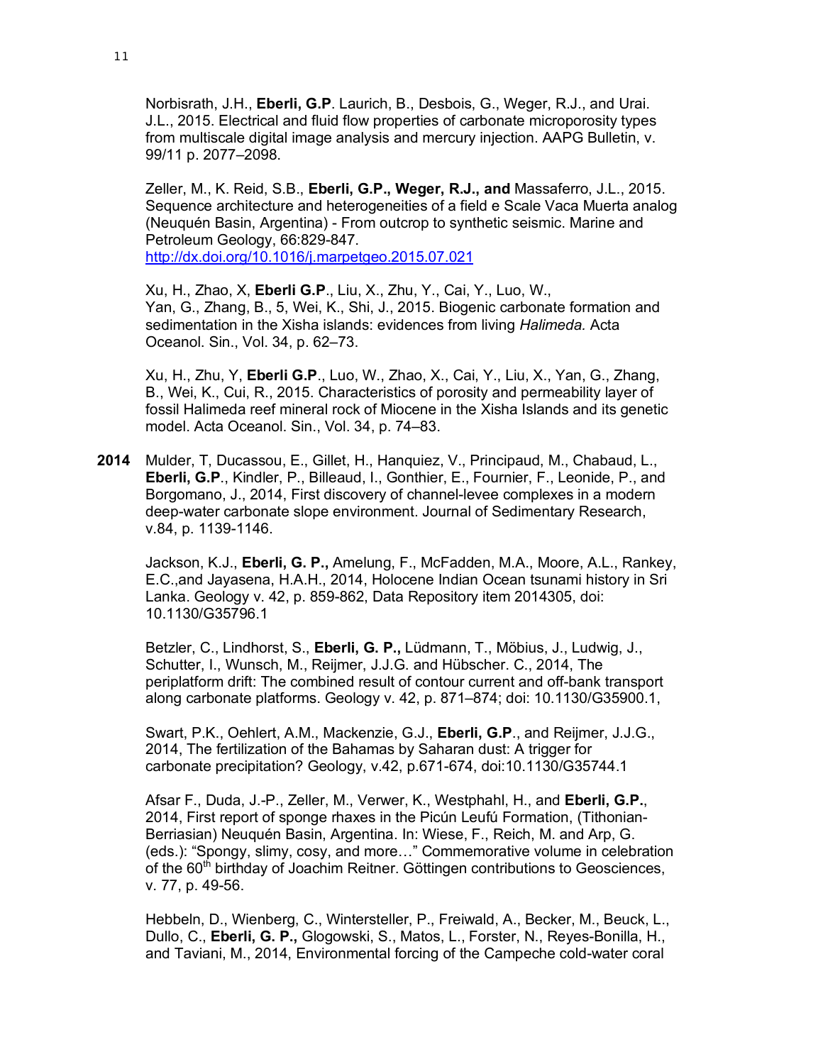Norbisrath, J.H., **Eberli, G.P**. Laurich, B., Desbois, G., Weger, R.J., and Urai. J.L., 2015. Electrical and fluid flow properties of carbonate microporosity types from multiscale digital image analysis and mercury injection. AAPG Bulletin, v. 99/11 p. 2077–2098.

Zeller, M., K. Reid, S.B., **Eberli, G.P., Weger, R.J., and** Massaferro, J.L., 2015. Sequence architecture and heterogeneities of a field e Scale Vaca Muerta analog (Neuquén Basin, Argentina) - From outcrop to synthetic seismic. Marine and Petroleum Geology, 66:829-847. http://dx.doi.org/10.1016/j.marpetgeo.2015.07.021

Xu, H., Zhao, X, **Eberli G.P**., Liu, X., Zhu, Y., Cai, Y., Luo, W., Yan, G., Zhang, B., 5, Wei, K., Shi, J., 2015. Biogenic carbonate formation and sedimentation in the Xisha islands: evidences from living *Halimeda.* Acta Oceanol. Sin., Vol. 34, p. 62–73.

Xu, H., Zhu, Y, **Eberli G.P**., Luo, W., Zhao, X., Cai, Y., Liu, X., Yan, G., Zhang, B., Wei, K., Cui, R., 2015. Characteristics of porosity and permeability layer of fossil Halimeda reef mineral rock of Miocene in the Xisha Islands and its genetic model. Acta Oceanol. Sin., Vol. 34, p. 74–83.

**2014** Mulder, T, Ducassou, E., Gillet, H., Hanquiez, V., Principaud, M., Chabaud, L., **Eberli, G.P**., Kindler, P., Billeaud, I., Gonthier, E., Fournier, F., Leonide, P., and Borgomano, J., 2014, First discovery of channel-levee complexes in a modern deep-water carbonate slope environment. Journal of Sedimentary Research, v.84, p. 1139-1146.

Jackson, K.J., **Eberli, G. P.,** Amelung, F., McFadden, M.A., Moore, A.L., Rankey, E.C.,and Jayasena, H.A.H., 2014, Holocene Indian Ocean tsunami history in Sri Lanka. Geology v. 42, p. 859-862, Data Repository item 2014305, doi: 10.1130/G35796.1

Betzler, C., Lindhorst, S., **Eberli, G. P.,** Lüdmann, T., Möbius, J., Ludwig, J., Schutter, I., Wunsch, M., Reijmer, J.J.G. and Hübscher. C., 2014, The periplatform drift: The combined result of contour current and off-bank transport along carbonate platforms. Geology v. 42, p. 871–874; doi: 10.1130/G35900.1,

Swart, P.K., Oehlert, A.M., Mackenzie, G.J., **Eberli, G.P**., and Reijmer, J.J.G., 2014, The fertilization of the Bahamas by Saharan dust: A trigger for carbonate precipitation? Geology, v.42, p.671-674, doi:10.1130/G35744.1

Afsar F., Duda, J.-P., Zeller, M., Verwer, K., Westphahl, H., and **Eberli, G.P.**, 2014, First report of sponge rhaxes in the Picún Leufú Formation, (Tithonian-Berriasian) Neuquén Basin, Argentina. In: Wiese, F., Reich, M. and Arp, G. (eds.): "Spongy, slimy, cosy, and more…" Commemorative volume in celebration of the 60th birthday of Joachim Reitner. Göttingen contributions to Geosciences, v. 77, p. 49-56.

Hebbeln, D., Wienberg, C., Wintersteller, P., Freiwald, A., Becker, M., Beuck, L., Dullo, C., **Eberli, G. P.,** Glogowski, S., Matos, L., Forster, N., Reyes-Bonilla, H., and Taviani, M., 2014, Environmental forcing of the Campeche cold-water coral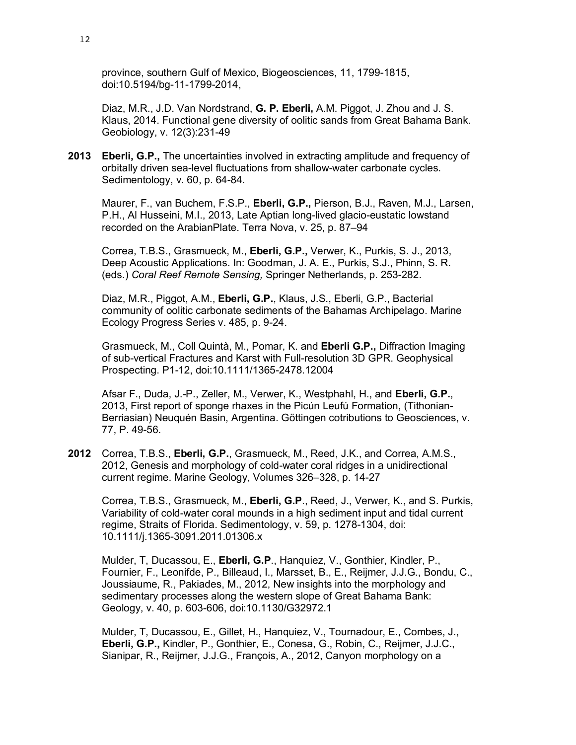province, southern Gulf of Mexico, Biogeosciences, 11, 1799-1815, doi:10.5194/bg-11-1799-2014,

Diaz, M.R., J.D. Van Nordstrand, **G. P. Eberli,** A.M. Piggot, J. Zhou and J. S. Klaus, 2014. Functional gene diversity of oolitic sands from Great Bahama Bank. Geobiology, v. 12(3):231-49

**2013** **Eberli, G.P.,** The uncertainties involved in extracting amplitude and frequency of orbitally driven sea-level fluctuations from shallow-water carbonate cycles. Sedimentology, v. 60, p. 64-84.

Maurer, F., van Buchem, F.S.P., **Eberli, G.P.,** Pierson, B.J., Raven, M.J., Larsen, P.H., Al Husseini, M.I., 2013, Late Aptian long-lived glacio-eustatic lowstand recorded on the ArabianPlate. Terra Nova, v. 25, p. 87–94

Correa, T.B.S., Grasmueck, M., **Eberli, G.P.,** Verwer, K., Purkis, S. J., 2013, Deep Acoustic Applications. In: Goodman, J. A. E., Purkis, S.J., Phinn, S. R. (eds.) *Coral Reef Remote Sensing,* Springer Netherlands, p. 253-282.

Diaz, M.R., Piggot, A.M., **Eberli, G.P.**, Klaus, J.S., Eberli, G.P., Bacterial community of oolitic carbonate sediments of the Bahamas Archipelago. Marine Ecology Progress Series v. 485, p. 9-24.

Grasmueck, M., Coll Quintà, M., Pomar, K. and **Eberli G.P.,** Diffraction Imaging of sub-vertical Fractures and Karst with Full-resolution 3D GPR. Geophysical Prospecting. P1-12, doi:10.1111/1365-2478.12004

Afsar F., Duda, J.-P., Zeller, M., Verwer, K., Westphahl, H., and **Eberli, G.P.**, 2013, First report of sponge rhaxes in the Picún Leufú Formation, (Tithonian-Berriasian) Neuquén Basin, Argentina. Göttingen cotributions to Geosciences, v. 77, P. 49-56.

**2012** Correa, T.B.S., **Eberli, G.P.**, Grasmueck, M., Reed, J.K., and Correa, A.M.S., 2012, Genesis and morphology of cold-water coral ridges in a unidirectional current regime. Marine Geology, Volumes 326–328, p. 14-27

Correa, T.B.S., Grasmueck, M., **Eberli, G.P**., Reed, J., Verwer, K., and S. Purkis, Variability of cold-water coral mounds in a high sediment input and tidal current regime, Straits of Florida. Sedimentology, v. 59, p. 1278-1304, doi: 10.1111/j.1365-3091.2011.01306.x

Mulder, T, Ducassou, E., **Eberli, G.P**., Hanquiez, V., Gonthier, Kindler, P., Fournier, F., Leonifde, P., Billeaud, I., Marsset, B., E., Reijmer, J.J.G., Bondu, C., Joussiaume, R., Pakiades, M., 2012, New insights into the morphology and sedimentary processes along the western slope of Great Bahama Bank: Geology, v. 40, p. 603-606, doi:10.1130/G32972.1

Mulder, T, Ducassou, E., Gillet, H., Hanquiez, V., Tournadour, E., Combes, J., **Eberli, G.P.,** Kindler, P., Gonthier, E., Conesa, G., Robin, C., Reijmer, J.J.C., Sianipar, R., Reijmer, J.J.G., François, A., 2012, Canyon morphology on a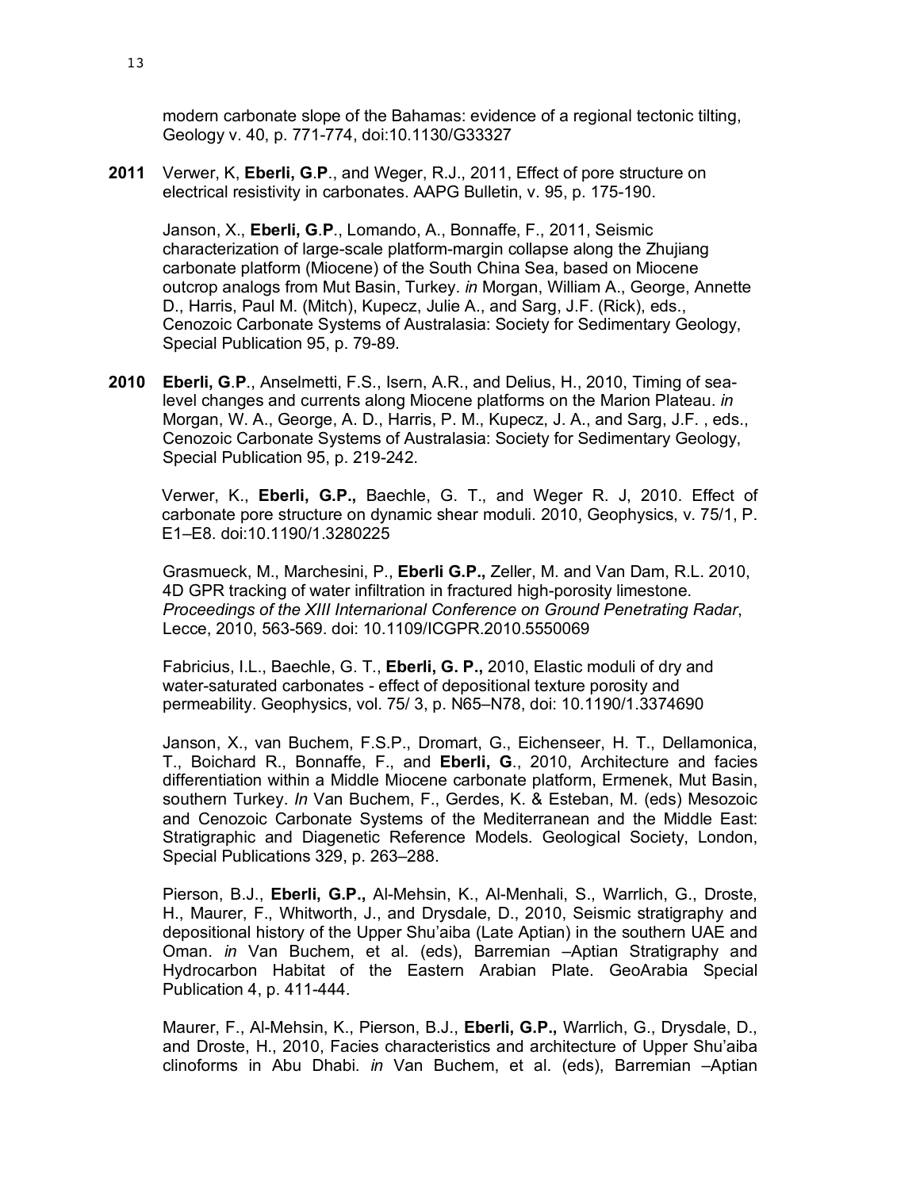modern carbonate slope of the Bahamas: evidence of a regional tectonic tilting, Geology v. 40, p. 771-774, doi:10.1130/G33327

**2011** Verwer, K, **Eberli, G**.**P**., and Weger, R.J., 2011, Effect of pore structure on electrical resistivity in carbonates. AAPG Bulletin, v. 95, p. 175-190.

Janson, X., **Eberli, G**.**P**., Lomando, A., Bonnaffe, F., 2011, Seismic characterization of large-scale platform-margin collapse along the Zhujiang carbonate platform (Miocene) of the South China Sea, based on Miocene outcrop analogs from Mut Basin, Turkey. *in* Morgan, William A., George, Annette D., Harris, Paul M. (Mitch), Kupecz, Julie A., and Sarg, J.F. (Rick), eds., Cenozoic Carbonate Systems of Australasia: Society for Sedimentary Geology, Special Publication 95, p. 79-89.

**2010** **Eberli, G**.**P**., Anselmetti, F.S., Isern, A.R., and Delius, H., 2010, Timing of sea-level changes and currents along Miocene platforms on the Marion Plateau. *in* Morgan, W. A., George, A. D., Harris, P. M., Kupecz, J. A., and Sarg, J.F. , eds., Cenozoic Carbonate Systems of Australasia: Society for Sedimentary Geology, Special Publication 95, p. 219-242.

Verwer, K., **Eberli, G.P.,** Baechle, G. T., and Weger R. J, 2010. Effect of carbonate pore structure on dynamic shear moduli. 2010, Geophysics, v. 75/1, P. E1–E8. doi:10.1190/1.3280225

Grasmueck, M., Marchesini, P., **Eberli G.P.,** Zeller, M. and Van Dam, R.L. 2010, 4D GPR tracking of water infiltration in fractured high-porosity limestone. *Proceedings of the XIII Internarional Conference on Ground Penetrating Radar*, Lecce, 2010, 563-569. doi: 10.1109/ICGPR.2010.5550069

Fabricius, I.L., Baechle, G. T., **Eberli, G. P.,** 2010, Elastic moduli of dry and water-saturated carbonates - effect of depositional texture porosity and permeability. Geophysics, vol. 75/ 3, p. N65–N78, doi: 10.1190/1.3374690

Janson, X., van Buchem, F.S.P., Dromart, G., Eichenseer, H. T., Dellamonica, T., Boichard R., Bonnaffe, F., and **Eberli, G**., 2010, Architecture and facies differentiation within a Middle Miocene carbonate platform, Ermenek, Mut Basin, southern Turkey. *In* Van Buchem, F., Gerdes, K. & Esteban, M. (eds) Mesozoic and Cenozoic Carbonate Systems of the Mediterranean and the Middle East: Stratigraphic and Diagenetic Reference Models. Geological Society, London, Special Publications 329, p. 263–288.

Pierson, B.J., **Eberli, G.P.,** Al-Mehsin, K., Al-Menhali, S., Warrlich, G., Droste, H., Maurer, F., Whitworth, J., and Drysdale, D., 2010, Seismic stratigraphy and depositional history of the Upper Shu'aiba (Late Aptian) in the southern UAE and Oman. *in* Van Buchem, et al. (eds), Barremian –Aptian Stratigraphy and Hydrocarbon Habitat of the Eastern Arabian Plate. GeoArabia Special Publication 4, p. 411-444.

Maurer, F., Al-Mehsin, K., Pierson, B.J., **Eberli, G.P.,** Warrlich, G., Drysdale, D., and Droste, H., 2010, Facies characteristics and architecture of Upper Shu'aiba clinoforms in Abu Dhabi. *in* Van Buchem, et al. (eds), Barremian –Aptian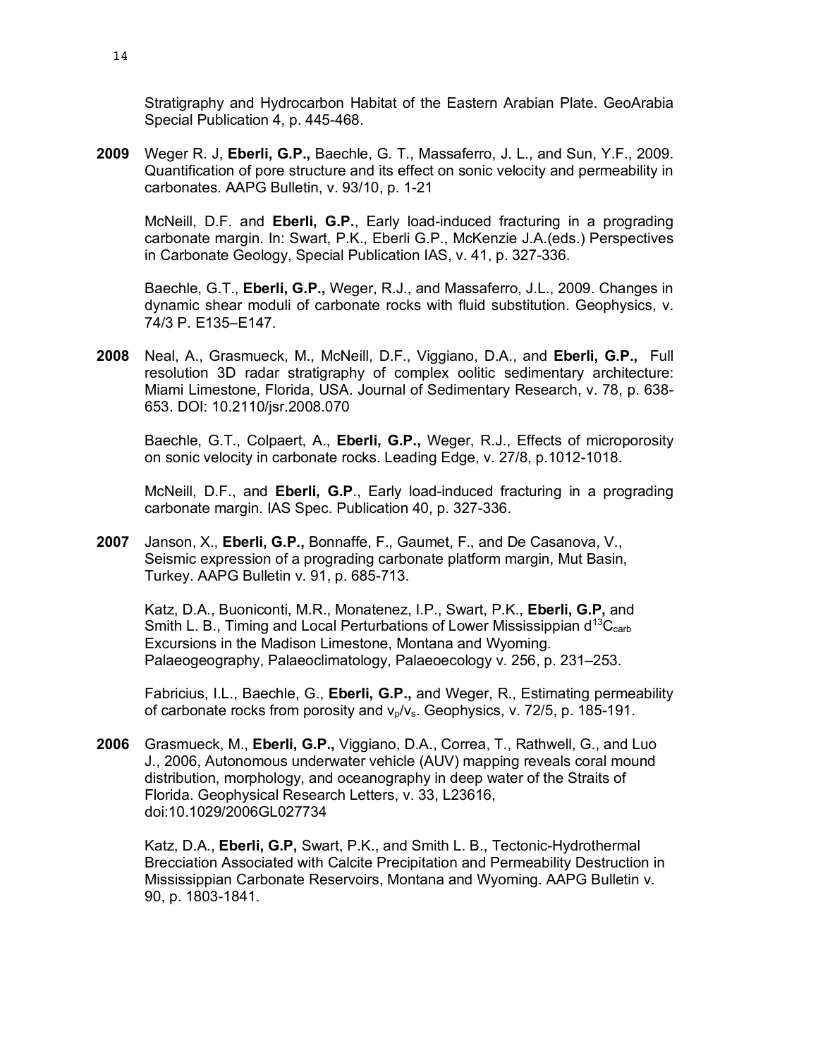Stratigraphy and Hydrocarbon Habitat of the Eastern Arabian Plate. GeoArabia Special Publication 4, p. 445-468.

**2009** Weger R. J, **Eberli, G.P.,** Baechle, G. T., Massaferro, J. L., and Sun, Y.F., 2009. Quantification of pore structure and its effect on sonic velocity and permeability in carbonates. AAPG Bulletin, v. 93/10, p. 1-21

McNeill, D.F. and **Eberli, G.P.**, Early load-induced fracturing in a prograding carbonate margin. In: Swart, P.K., Eberli G.P., McKenzie J.A.(eds.) Perspectives in Carbonate Geology, Special Publication IAS, v. 41, p. 327-336.

Baechle, G.T., **Eberli, G.P.,** Weger, R.J., and Massaferro, J.L., 2009. Changes in dynamic shear moduli of carbonate rocks with fluid substitution. Geophysics, v. 74/3 P. E135–E147.

**2008** Neal, A., Grasmueck, M., McNeill, D.F., Viggiano, D.A., and **Eberli, G.P.,** Full resolution 3D radar stratigraphy of complex oolitic sedimentary architecture: Miami Limestone, Florida, USA. Journal of Sedimentary Research, v. 78, p. 638-653. DOI: 10.2110/jsr.2008.070

Baechle, G.T., Colpaert, A., **Eberli, G.P.,** Weger, R.J., Effects of microporosity on sonic velocity in carbonate rocks. Leading Edge, v. 27/8, p.1012-1018.

McNeill, D.F., and **Eberli, G.P**., Early load-induced fracturing in a prograding carbonate margin. IAS Spec. Publication 40, p. 327-336.

**2007** Janson, X., **Eberli, G.P.,** Bonnaffe, F., Gaumet, F., and De Casanova, V., Seismic expression of a prograding carbonate platform margin, Mut Basin, Turkey. AAPG Bulletin v. 91, p. 685-713.

Katz, D.A., Buoniconti, M.R., Monatenez, I.P., Swart, P.K., **Eberli, G.P,** and Smith L. B., Timing and Local Perturbations of Lower Mississippian $d^{13}C_{carb}$ Excursions in the Madison Limestone, Montana and Wyoming. Palaeogeography, Palaeoclimatology, Palaeoecology v. 256, p. 231–253.

Fabricius, I.L., Baechle, G., **Eberli, G.P.,** and Weger, R., Estimating permeability of carbonate rocks from porosity and $v_p/v_s$. Geophysics, v. 72/5, p. 185-191.

**2006** Grasmueck, M., **Eberli, G.P.,** Viggiano, D.A., Correa, T., Rathwell, G., and Luo J., 2006, Autonomous underwater vehicle (AUV) mapping reveals coral mound distribution, morphology, and oceanography in deep water of the Straits of Florida. Geophysical Research Letters, v. 33, L23616, doi:10.1029/2006GL027734

Katz, D.A., **Eberli, G.P,** Swart, P.K., and Smith L. B., Tectonic-Hydrothermal Brecciation Associated with Calcite Precipitation and Permeability Destruction in Mississippian Carbonate Reservoirs, Montana and Wyoming. AAPG Bulletin v. 90, p. 1803-1841.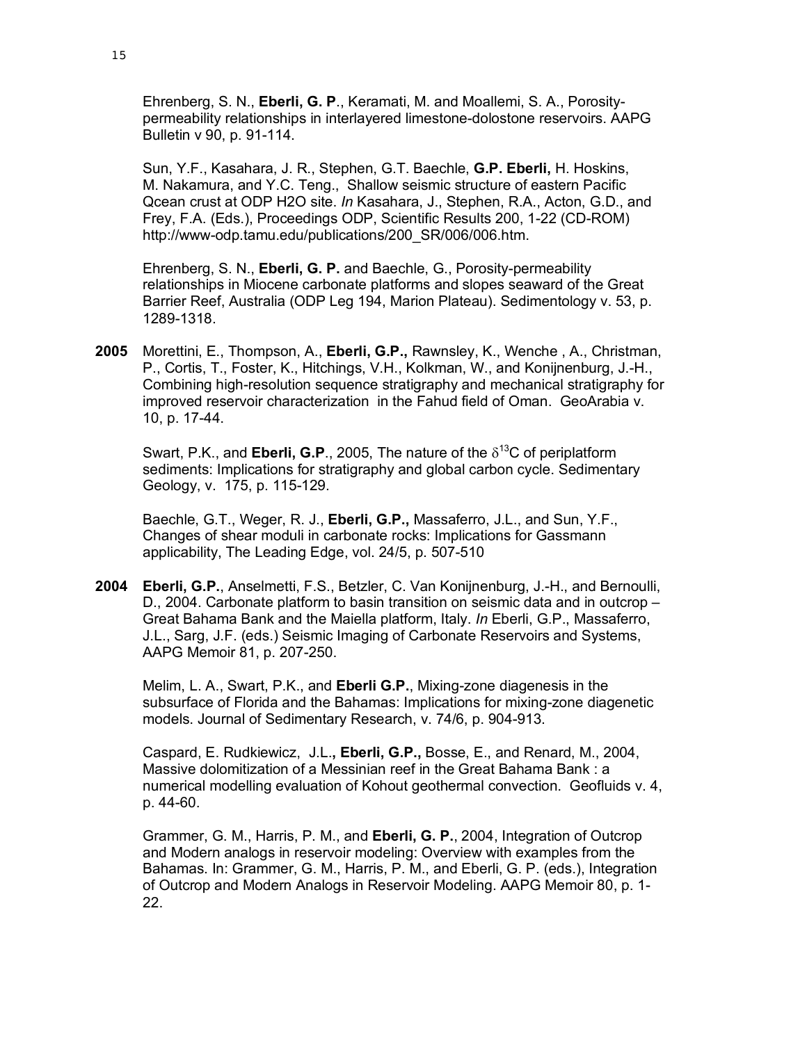Ehrenberg, S. N., **Eberli, G. P**., Keramati, M. and Moallemi, S. A., Porosity-permeability relationships in interlayered limestone-dolostone reservoirs. AAPG Bulletin v 90, p. 91-114.

Sun, Y.F., Kasahara, J. R., Stephen, G.T. Baechle, **G.P. Eberli,** H. Hoskins, M. Nakamura, and Y.C. Teng., Shallow seismic structure of eastern Pacific Qcean crust at ODP H2O site. *In* Kasahara, J., Stephen, R.A., Acton, G.D., and Frey, F.A. (Eds.), Proceedings ODP, Scientific Results 200, 1-22 (CD-ROM) http://www-odp.tamu.edu/publications/200_SR/006/006.htm.

Ehrenberg, S. N., **Eberli, G. P.** and Baechle, G., Porosity-permeability relationships in Miocene carbonate platforms and slopes seaward of the Great Barrier Reef, Australia (ODP Leg 194, Marion Plateau). Sedimentology v. 53, p. 1289-1318.

**2005** Morettini, E., Thompson, A., **Eberli, G.P.,** Rawnsley, K., Wenche , A., Christman, P., Cortis, T., Foster, K., Hitchings, V.H., Kolkman, W., and Konijnenburg, J.-H., Combining high-resolution sequence stratigraphy and mechanical stratigraphy for improved reservoir characterization in the Fahud field of Oman. GeoArabia v. 10, p. 17-44.

Swart, P.K., and **Eberli, G.P**., 2005, The nature of the $\delta^{13}C$ of periplatform sediments: Implications for stratigraphy and global carbon cycle. Sedimentary Geology, v. 175, p. 115-129.

Baechle, G.T., Weger, R. J., **Eberli, G.P.,** Massaferro, J.L., and Sun, Y.F., Changes of shear moduli in carbonate rocks: Implications for Gassmann applicability, The Leading Edge, vol. 24/5, p. 507-510

**2004** **Eberli, G.P.**, Anselmetti, F.S., Betzler, C. Van Konijnenburg, J.-H., and Bernoulli, D., 2004. Carbonate platform to basin transition on seismic data and in outcrop – Great Bahama Bank and the Maiella platform, Italy. *In* Eberli, G.P., Massaferro, J.L., Sarg, J.F. (eds.) Seismic Imaging of Carbonate Reservoirs and Systems, AAPG Memoir 81, p. 207-250.

Melim, L. A., Swart, P.K., and **Eberli G.P.**, Mixing-zone diagenesis in the subsurface of Florida and the Bahamas: Implications for mixing-zone diagenetic models. Journal of Sedimentary Research, v. 74/6, p. 904-913.

Caspard, E. Rudkiewicz, J.L.**, Eberli, G.P.,** Bosse, E., and Renard, M., 2004, Massive dolomitization of a Messinian reef in the Great Bahama Bank : a numerical modelling evaluation of Kohout geothermal convection. Geofluids v. 4, p. 44-60.

Grammer, G. M., Harris, P. M., and **Eberli, G. P.**, 2004, Integration of Outcrop and Modern analogs in reservoir modeling: Overview with examples from the Bahamas. In: Grammer, G. M., Harris, P. M., and Eberli, G. P. (eds.), Integration of Outcrop and Modern Analogs in Reservoir Modeling. AAPG Memoir 80, p. 1-22.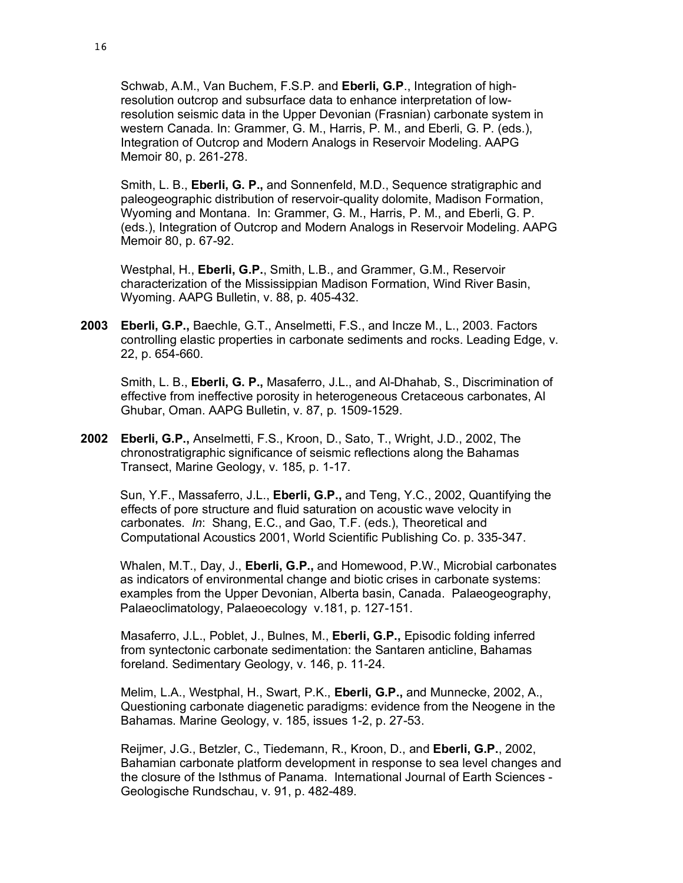Schwab, A.M., Van Buchem, F.S.P. and **Eberli, G.P**., Integration of high-resolution outcrop and subsurface data to enhance interpretation of low-resolution seismic data in the Upper Devonian (Frasnian) carbonate system in western Canada. In: Grammer, G. M., Harris, P. M., and Eberli, G. P. (eds.), Integration of Outcrop and Modern Analogs in Reservoir Modeling. AAPG Memoir 80, p. 261-278.

Smith, L. B., **Eberli, G. P.,** and Sonnenfeld, M.D., Sequence stratigraphic and paleogeographic distribution of reservoir-quality dolomite, Madison Formation, Wyoming and Montana. In: Grammer, G. M., Harris, P. M., and Eberli, G. P. (eds.), Integration of Outcrop and Modern Analogs in Reservoir Modeling. AAPG Memoir 80, p. 67-92.

Westphal, H., **Eberli, G.P.**, Smith, L.B., and Grammer, G.M., Reservoir characterization of the Mississippian Madison Formation, Wind River Basin, Wyoming. AAPG Bulletin, v. 88, p. 405-432.

**2003** **Eberli, G.P.,** Baechle, G.T., Anselmetti, F.S., and Incze M., L., 2003. Factors controlling elastic properties in carbonate sediments and rocks. Leading Edge, v. 22, p. 654-660.

Smith, L. B., **Eberli, G. P.,** Masaferro, J.L., and Al-Dhahab, S., Discrimination of effective from ineffective porosity in heterogeneous Cretaceous carbonates, Al Ghubar, Oman. AAPG Bulletin, v. 87, p. 1509-1529.

**2002** **Eberli, G.P.,** Anselmetti, F.S., Kroon, D., Sato, T., Wright, J.D., 2002, The chronostratigraphic significance of seismic reflections along the Bahamas Transect, Marine Geology, v. 185, p. 1-17.

Sun, Y.F., Massaferro, J.L., **Eberli, G.P.,** and Teng, Y.C., 2002, Quantifying the effects of pore structure and fluid saturation on acoustic wave velocity in carbonates. *In*: Shang, E.C., and Gao, T.F. (eds.), Theoretical and Computational Acoustics 2001, World Scientific Publishing Co. p. 335-347.

Whalen, M.T., Day, J., **Eberli, G.P.,** and Homewood, P.W., Microbial carbonates as indicators of environmental change and biotic crises in carbonate systems: examples from the Upper Devonian, Alberta basin, Canada. Palaeogeography, Palaeoclimatology, Palaeoecology v.181, p. 127-151.

Masaferro, J.L., Poblet, J., Bulnes, M., **Eberli, G.P.,** Episodic folding inferred from syntectonic carbonate sedimentation: the Santaren anticline, Bahamas foreland. Sedimentary Geology, v. 146, p. 11-24.

Melim, L.A., Westphal, H., Swart, P.K., **Eberli, G.P.,** and Munnecke, 2002, A., Questioning carbonate diagenetic paradigms: evidence from the Neogene in the Bahamas. Marine Geology, v. 185, issues 1-2, p. 27-53.

Reijmer, J.G., Betzler, C., Tiedemann, R., Kroon, D., and **Eberli, G.P.**, 2002, Bahamian carbonate platform development in response to sea level changes and the closure of the Isthmus of Panama. International Journal of Earth Sciences - Geologische Rundschau, v. 91, p. 482-489.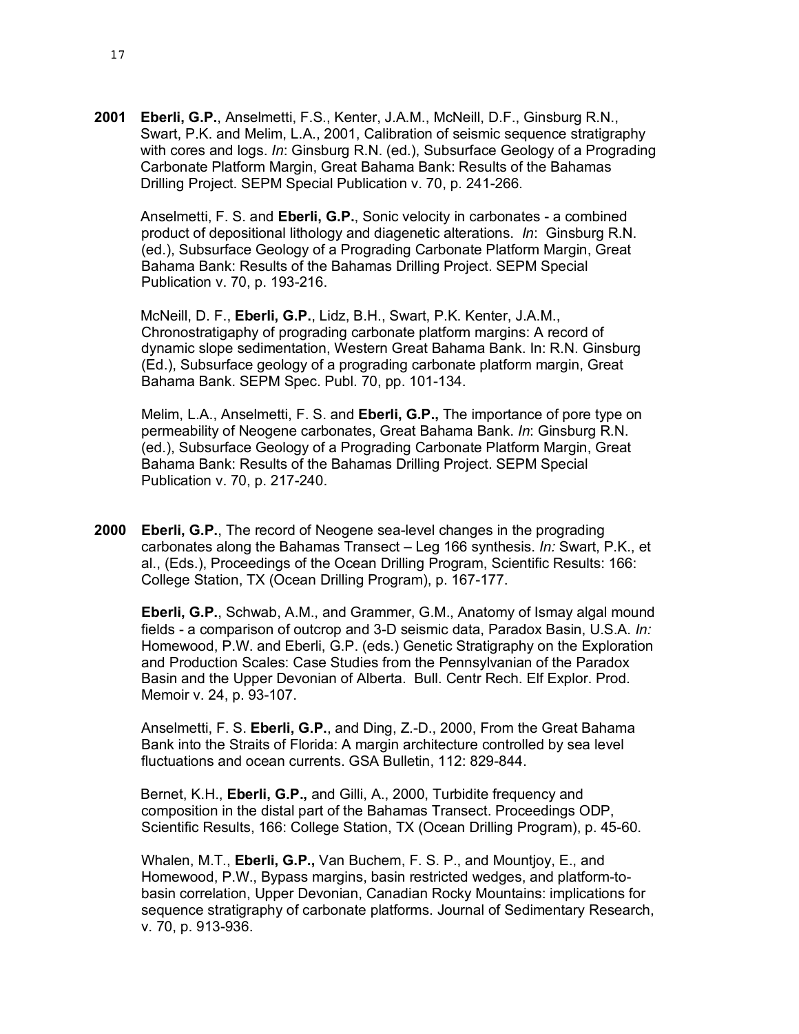**2001** **Eberli, G.P.**, Anselmetti, F.S., Kenter, J.A.M., McNeill, D.F., Ginsburg R.N., Swart, P.K. and Melim, L.A., 2001, Calibration of seismic sequence stratigraphy with cores and logs. *In*: Ginsburg R.N. (ed.), Subsurface Geology of a Prograding Carbonate Platform Margin, Great Bahama Bank: Results of the Bahamas Drilling Project. SEPM Special Publication v. 70, p. 241-266.

Anselmetti, F. S. and **Eberli, G.P.**, Sonic velocity in carbonates - a combined product of depositional lithology and diagenetic alterations. *In*: Ginsburg R.N. (ed.), Subsurface Geology of a Prograding Carbonate Platform Margin, Great Bahama Bank: Results of the Bahamas Drilling Project. SEPM Special Publication v. 70, p. 193-216.

McNeill, D. F., **Eberli, G.P.**, Lidz, B.H., Swart, P.K. Kenter, J.A.M., Chronostratigaphy of prograding carbonate platform margins: A record of dynamic slope sedimentation, Western Great Bahama Bank. In: R.N. Ginsburg (Ed.), Subsurface geology of a prograding carbonate platform margin, Great Bahama Bank. SEPM Spec. Publ. 70, pp. 101-134.

Melim, L.A., Anselmetti, F. S. and **Eberli, G.P.,** The importance of pore type on permeability of Neogene carbonates, Great Bahama Bank. *In*: Ginsburg R.N. (ed.), Subsurface Geology of a Prograding Carbonate Platform Margin, Great Bahama Bank: Results of the Bahamas Drilling Project. SEPM Special Publication v. 70, p. 217-240.

**2000** **Eberli, G.P.**, The record of Neogene sea-level changes in the prograding carbonates along the Bahamas Transect – Leg 166 synthesis. *In:* Swart, P.K., et al., (Eds.), Proceedings of the Ocean Drilling Program, Scientific Results: 166: College Station, TX (Ocean Drilling Program), p. 167-177.

**Eberli, G.P.**, Schwab, A.M., and Grammer, G.M., Anatomy of Ismay algal mound fields - a comparison of outcrop and 3-D seismic data, Paradox Basin, U.S.A. *In:* Homewood, P.W. and Eberli, G.P. (eds.) Genetic Stratigraphy on the Exploration and Production Scales: Case Studies from the Pennsylvanian of the Paradox Basin and the Upper Devonian of Alberta. Bull. Centr Rech. Elf Explor. Prod. Memoir v. 24, p. 93-107.

Anselmetti, F. S. **Eberli, G.P.**, and Ding, Z.-D., 2000, From the Great Bahama Bank into the Straits of Florida: A margin architecture controlled by sea level fluctuations and ocean currents. GSA Bulletin, 112: 829-844.

Bernet, K.H., **Eberli, G.P.,** and Gilli, A., 2000, Turbidite frequency and composition in the distal part of the Bahamas Transect. Proceedings ODP, Scientific Results, 166: College Station, TX (Ocean Drilling Program), p. 45-60.

Whalen, M.T., **Eberli, G.P.,** Van Buchem, F. S. P., and Mountjoy, E., and Homewood, P.W., Bypass margins, basin restricted wedges, and platform-to-basin correlation, Upper Devonian, Canadian Rocky Mountains: implications for sequence stratigraphy of carbonate platforms. Journal of Sedimentary Research, v. 70, p. 913-936.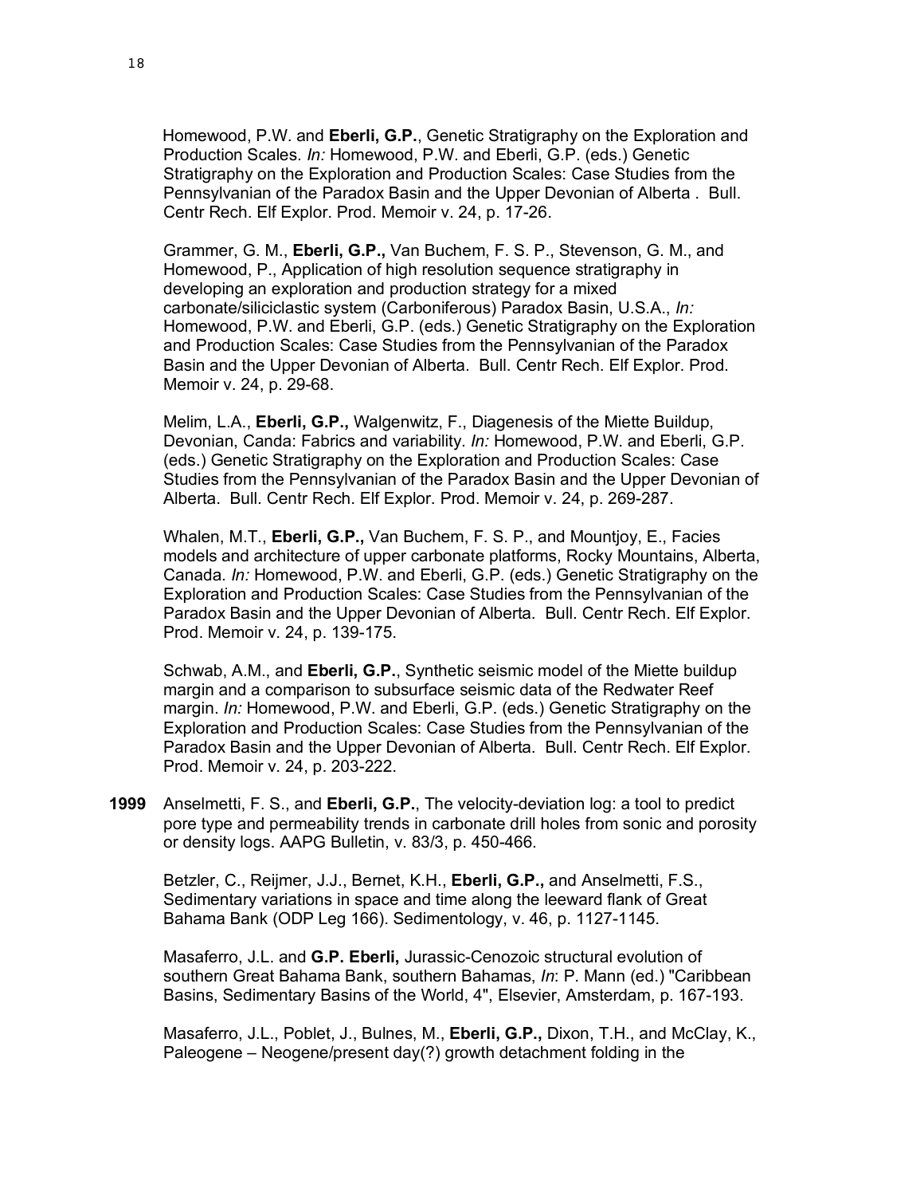Homewood, P.W. and **Eberli, G.P.**, Genetic Stratigraphy on the Exploration and Production Scales. *In:* Homewood, P.W. and Eberli, G.P. (eds.) Genetic Stratigraphy on the Exploration and Production Scales: Case Studies from the Pennsylvanian of the Paradox Basin and the Upper Devonian of Alberta . Bull. Centr Rech. Elf Explor. Prod. Memoir v. 24, p. 17-26.

Grammer, G. M., **Eberli, G.P.,** Van Buchem, F. S. P., Stevenson, G. M., and Homewood, P., Application of high resolution sequence stratigraphy in developing an exploration and production strategy for a mixed carbonate/siliciclastic system (Carboniferous) Paradox Basin, U.S.A., *In:* Homewood, P.W. and Eberli, G.P. (eds.) Genetic Stratigraphy on the Exploration and Production Scales: Case Studies from the Pennsylvanian of the Paradox Basin and the Upper Devonian of Alberta. Bull. Centr Rech. Elf Explor. Prod. Memoir v. 24, p. 29-68.

Melim, L.A., **Eberli, G.P.,** Walgenwitz, F., Diagenesis of the Miette Buildup, Devonian, Canda: Fabrics and variability. *In:* Homewood, P.W. and Eberli, G.P. (eds.) Genetic Stratigraphy on the Exploration and Production Scales: Case Studies from the Pennsylvanian of the Paradox Basin and the Upper Devonian of Alberta. Bull. Centr Rech. Elf Explor. Prod. Memoir v. 24, p. 269-287.

Whalen, M.T., **Eberli, G.P.,** Van Buchem, F. S. P., and Mountjoy, E., Facies models and architecture of upper carbonate platforms, Rocky Mountains, Alberta, Canada. *In:* Homewood, P.W. and Eberli, G.P. (eds.) Genetic Stratigraphy on the Exploration and Production Scales: Case Studies from the Pennsylvanian of the Paradox Basin and the Upper Devonian of Alberta. Bull. Centr Rech. Elf Explor. Prod. Memoir v. 24, p. 139-175.

Schwab, A.M., and **Eberli, G.P.**, Synthetic seismic model of the Miette buildup margin and a comparison to subsurface seismic data of the Redwater Reef margin. *In:* Homewood, P.W. and Eberli, G.P. (eds.) Genetic Stratigraphy on the Exploration and Production Scales: Case Studies from the Pennsylvanian of the Paradox Basin and the Upper Devonian of Alberta. Bull. Centr Rech. Elf Explor. Prod. Memoir v. 24, p. 203-222.

**1999** Anselmetti, F. S., and **Eberli, G.P.**, The velocity-deviation log: a tool to predict pore type and permeability trends in carbonate drill holes from sonic and porosity or density logs. AAPG Bulletin, v. 83/3, p. 450-466.

Betzler, C., Reijmer, J.J., Bernet, K.H., **Eberli, G.P.,** and Anselmetti, F.S., Sedimentary variations in space and time along the leeward flank of Great Bahama Bank (ODP Leg 166). Sedimentology, v. 46, p. 1127-1145.

Masaferro, J.L. and **G.P. Eberli,** Jurassic-Cenozoic structural evolution of southern Great Bahama Bank, southern Bahamas, *In*: P. Mann (ed.) "Caribbean Basins, Sedimentary Basins of the World, 4", Elsevier, Amsterdam, p. 167-193.

Masaferro, J.L., Poblet, J., Bulnes, M., **Eberli, G.P.,** Dixon, T.H., and McClay, K., Paleogene – Neogene/present day(?) growth detachment folding in the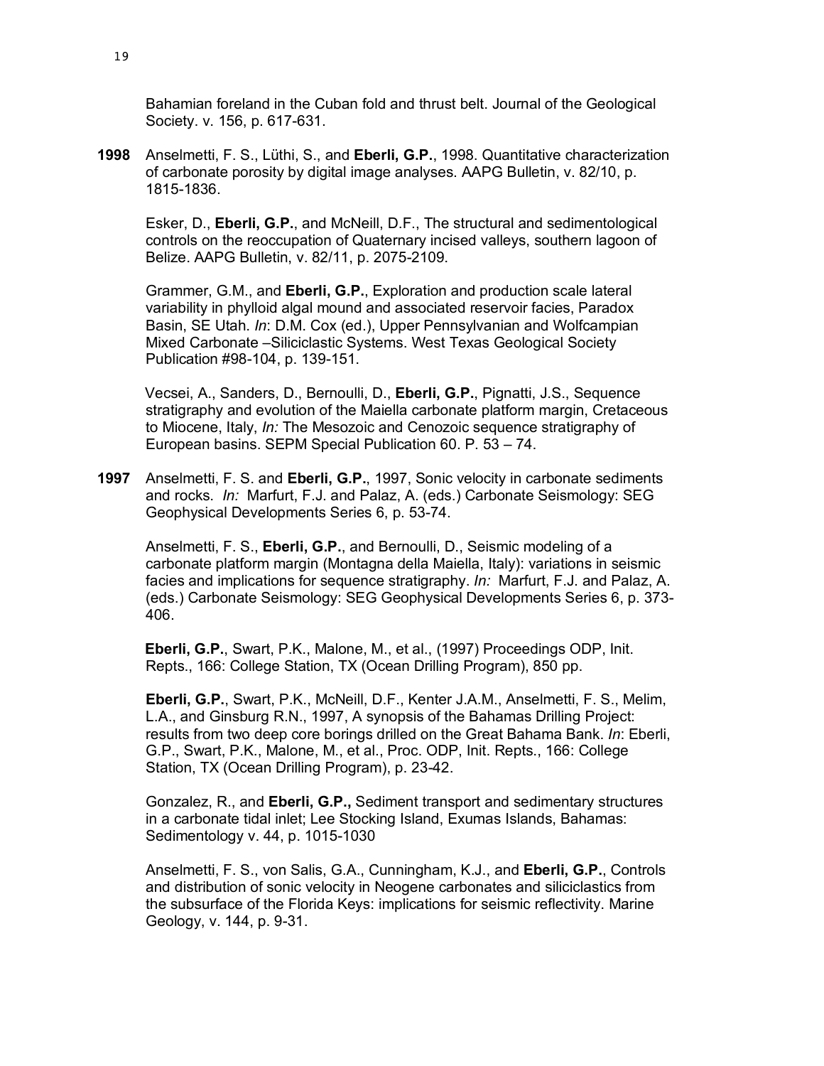Bahamian foreland in the Cuban fold and thrust belt. Journal of the Geological Society. v. 156, p. 617-631.

**1998** Anselmetti, F. S., Lüthi, S., and **Eberli, G.P.**, 1998. Quantitative characterization of carbonate porosity by digital image analyses. AAPG Bulletin, v. 82/10, p. 1815-1836.

Esker, D., **Eberli, G.P.**, and McNeill, D.F., The structural and sedimentological controls on the reoccupation of Quaternary incised valleys, southern lagoon of Belize. AAPG Bulletin, v. 82/11, p. 2075-2109.

Grammer, G.M., and **Eberli, G.P.**, Exploration and production scale lateral variability in phylloid algal mound and associated reservoir facies, Paradox Basin, SE Utah. *In*: D.M. Cox (ed.), Upper Pennsylvanian and Wolfcampian Mixed Carbonate –Siliciclastic Systems. West Texas Geological Society Publication #98-104, p. 139-151.

Vecsei, A., Sanders, D., Bernoulli, D., **Eberli, G.P.**, Pignatti, J.S., Sequence stratigraphy and evolution of the Maiella carbonate platform margin, Cretaceous to Miocene, Italy, *In:* The Mesozoic and Cenozoic sequence stratigraphy of European basins. SEPM Special Publication 60. P. 53 – 74.

**1997** Anselmetti, F. S. and **Eberli, G.P.**, 1997, Sonic velocity in carbonate sediments and rocks. *In:* Marfurt, F.J. and Palaz, A. (eds.) Carbonate Seismology: SEG Geophysical Developments Series 6, p. 53-74.

Anselmetti, F. S., **Eberli, G.P.**, and Bernoulli, D., Seismic modeling of a carbonate platform margin (Montagna della Maiella, Italy): variations in seismic facies and implications for sequence stratigraphy. *In:* Marfurt, F.J. and Palaz, A. (eds.) Carbonate Seismology: SEG Geophysical Developments Series 6, p. 373-406.

**Eberli, G.P.**, Swart, P.K., Malone, M., et al., (1997) Proceedings ODP, Init. Repts., 166: College Station, TX (Ocean Drilling Program), 850 pp.

**Eberli, G.P.**, Swart, P.K., McNeill, D.F., Kenter J.A.M., Anselmetti, F. S., Melim, L.A., and Ginsburg R.N., 1997, A synopsis of the Bahamas Drilling Project: results from two deep core borings drilled on the Great Bahama Bank. *In*: Eberli, G.P., Swart, P.K., Malone, M., et al., Proc. ODP, Init. Repts., 166: College Station, TX (Ocean Drilling Program), p. 23-42.

Gonzalez, R., and **Eberli, G.P.,** Sediment transport and sedimentary structures in a carbonate tidal inlet; Lee Stocking Island, Exumas Islands, Bahamas: Sedimentology v. 44, p. 1015-1030

Anselmetti, F. S., von Salis, G.A., Cunningham, K.J., and **Eberli, G.P.**, Controls and distribution of sonic velocity in Neogene carbonates and siliciclastics from the subsurface of the Florida Keys: implications for seismic reflectivity. Marine Geology, v. 144, p. 9-31.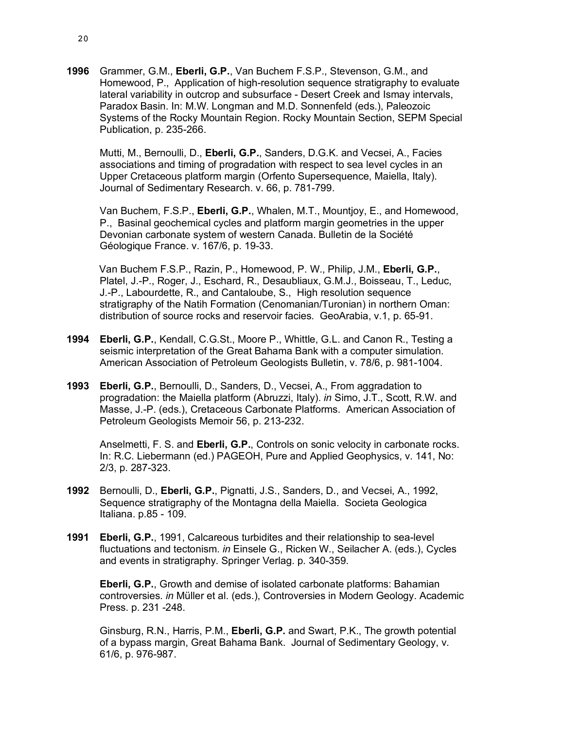**1996** Grammer, G.M., **Eberli, G.P.**, Van Buchem F.S.P., Stevenson, G.M., and Homewood, P., Application of high-resolution sequence stratigraphy to evaluate lateral variability in outcrop and subsurface - Desert Creek and Ismay intervals, Paradox Basin. In: M.W. Longman and M.D. Sonnenfeld (eds.), Paleozoic Systems of the Rocky Mountain Region. Rocky Mountain Section, SEPM Special Publication, p. 235-266.

Mutti, M., Bernoulli, D., **Eberli, G.P.**, Sanders, D.G.K. and Vecsei, A., Facies associations and timing of progradation with respect to sea level cycles in an Upper Cretaceous platform margin (Orfento Supersequence, Maiella, Italy). Journal of Sedimentary Research. v. 66, p. 781-799.

Van Buchem, F.S.P., **Eberli, G.P.**, Whalen, M.T., Mountjoy, E., and Homewood, P., Basinal geochemical cycles and platform margin geometries in the upper Devonian carbonate system of western Canada. Bulletin de la Société Géologique France. v. 167/6, p. 19-33.

Van Buchem F.S.P., Razin, P., Homewood, P. W., Philip, J.M., **Eberli, G.P.**, Platel, J.-P., Roger, J., Eschard, R., Desaubliaux, G.M.J., Boisseau, T., Leduc, J.-P., Labourdette, R., and Cantaloube, S., High resolution sequence stratigraphy of the Natih Formation (Cenomanian/Turonian) in northern Oman: distribution of source rocks and reservoir facies. GeoArabia, v.1, p. 65-91.

**1994** **Eberli, G.P.**, Kendall, C.G.St., Moore P., Whittle, G.L. and Canon R., Testing a seismic interpretation of the Great Bahama Bank with a computer simulation. American Association of Petroleum Geologists Bulletin, v. 78/6, p. 981-1004.

**1993** **Eberli, G.P.**, Bernoulli, D., Sanders, D., Vecsei, A., From aggradation to progradation: the Maiella platform (Abruzzi, Italy). *in* Simo, J.T., Scott, R.W. and Masse, J.-P. (eds.), Cretaceous Carbonate Platforms. American Association of Petroleum Geologists Memoir 56, p. 213-232.

Anselmetti, F. S. and **Eberli, G.P.**, Controls on sonic velocity in carbonate rocks. In: R.C. Liebermann (ed.) PAGEOH, Pure and Applied Geophysics, v. 141, No: 2/3, p. 287-323.

**1992** Bernoulli, D., **Eberli, G.P.**, Pignatti, J.S., Sanders, D., and Vecsei, A., 1992, Sequence stratigraphy of the Montagna della Maiella. Societa Geologica Italiana. p.85 - 109.

**1991** **Eberli, G.P.**, 1991, Calcareous turbidites and their relationship to sea-level fluctuations and tectonism. *in* Einsele G., Ricken W., Seilacher A. (eds.), Cycles and events in stratigraphy. Springer Verlag. p. 340-359.

**Eberli, G.P.**, Growth and demise of isolated carbonate platforms: Bahamian controversies. *in* Müller et al. (eds.), Controversies in Modern Geology. Academic Press. p. 231 -248.

Ginsburg, R.N., Harris, P.M., **Eberli, G.P.** and Swart, P.K., The growth potential of a bypass margin, Great Bahama Bank. Journal of Sedimentary Geology, v. 61/6, p. 976-987.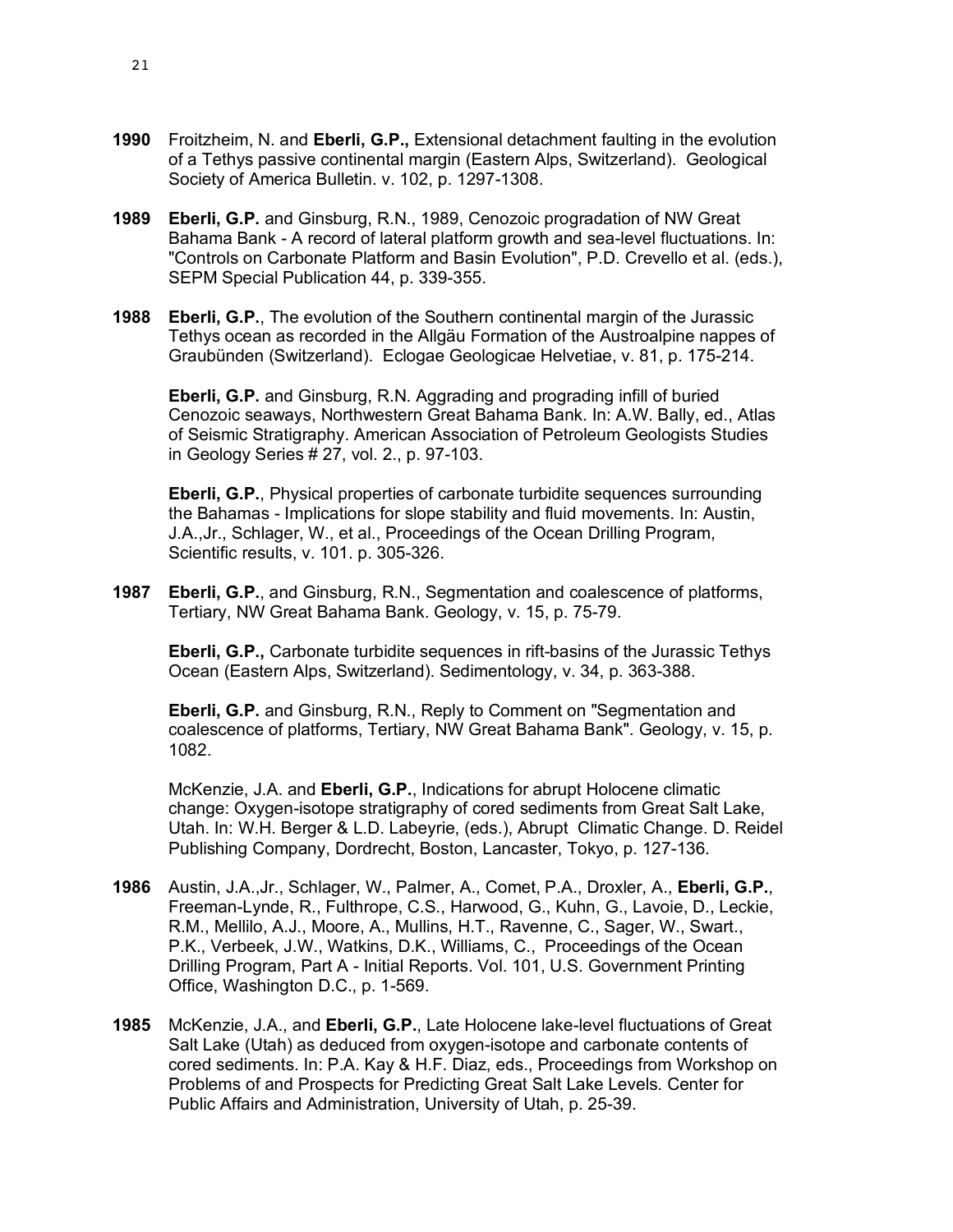**1990** Froitzheim, N. and **Eberli, G.P.,** Extensional detachment faulting in the evolution of a Tethys passive continental margin (Eastern Alps, Switzerland). Geological Society of America Bulletin. v. 102, p. 1297-1308.

**1989** **Eberli, G.P.** and Ginsburg, R.N., 1989, Cenozoic progradation of NW Great Bahama Bank - A record of lateral platform growth and sea-level fluctuations. In: "Controls on Carbonate Platform and Basin Evolution", P.D. Crevello et al. (eds.), SEPM Special Publication 44, p. 339-355.

**1988** **Eberli, G.P.**, The evolution of the Southern continental margin of the Jurassic Tethys ocean as recorded in the Allgäu Formation of the Austroalpine nappes of Graubünden (Switzerland). Eclogae Geologicae Helvetiae, v. 81, p. 175-214.

**Eberli, G.P.** and Ginsburg, R.N. Aggrading and prograding infill of buried Cenozoic seaways, Northwestern Great Bahama Bank. In: A.W. Bally, ed., Atlas of Seismic Stratigraphy. American Association of Petroleum Geologists Studies in Geology Series # 27, vol. 2., p. 97-103.

**Eberli, G.P.**, Physical properties of carbonate turbidite sequences surrounding the Bahamas - Implications for slope stability and fluid movements. In: Austin, J.A.,Jr., Schlager, W., et al., Proceedings of the Ocean Drilling Program, Scientific results, v. 101. p. 305-326.

**1987** **Eberli, G.P.**, and Ginsburg, R.N., Segmentation and coalescence of platforms, Tertiary, NW Great Bahama Bank. Geology, v. 15, p. 75-79.

**Eberli, G.P.,** Carbonate turbidite sequences in rift-basins of the Jurassic Tethys Ocean (Eastern Alps, Switzerland). Sedimentology, v. 34, p. 363-388.

**Eberli, G.P.** and Ginsburg, R.N., Reply to Comment on "Segmentation and coalescence of platforms, Tertiary, NW Great Bahama Bank". Geology, v. 15, p. 1082.

McKenzie, J.A. and **Eberli, G.P.**, Indications for abrupt Holocene climatic change: Oxygen-isotope stratigraphy of cored sediments from Great Salt Lake, Utah. In: W.H. Berger & L.D. Labeyrie, (eds.), Abrupt Climatic Change. D. Reidel Publishing Company, Dordrecht, Boston, Lancaster, Tokyo, p. 127-136.

**1986** Austin, J.A.,Jr., Schlager, W., Palmer, A., Comet, P.A., Droxler, A., **Eberli, G.P.**, Freeman-Lynde, R., Fulthrope, C.S., Harwood, G., Kuhn, G., Lavoie, D., Leckie, R.M., Mellilo, A.J., Moore, A., Mullins, H.T., Ravenne, C., Sager, W., Swart., P.K., Verbeek, J.W., Watkins, D.K., Williams, C., Proceedings of the Ocean Drilling Program, Part A - Initial Reports. Vol. 101, U.S. Government Printing Office, Washington D.C., p. 1-569.

**1985** McKenzie, J.A., and **Eberli, G.P.**, Late Holocene lake-level fluctuations of Great Salt Lake (Utah) as deduced from oxygen-isotope and carbonate contents of cored sediments. In: P.A. Kay & H.F. Diaz, eds., Proceedings from Workshop on Problems of and Prospects for Predicting Great Salt Lake Levels. Center for Public Affairs and Administration, University of Utah, p. 25-39.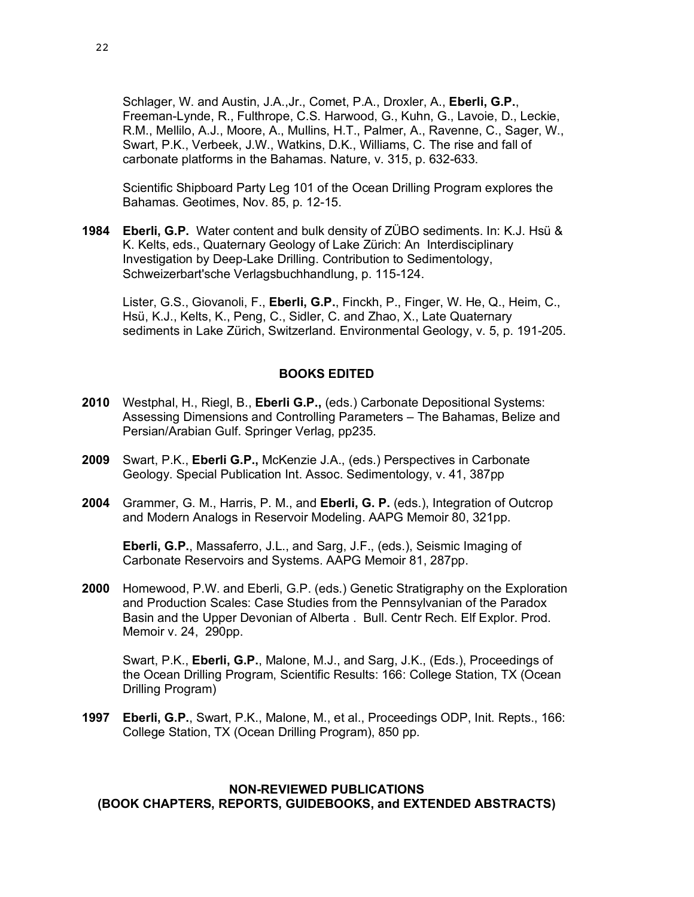Schlager, W. and Austin, J.A.,Jr., Comet, P.A., Droxler, A., **Eberli, G.P.**, Freeman-Lynde, R., Fulthrope, C.S. Harwood, G., Kuhn, G., Lavoie, D., Leckie, R.M., Mellilo, A.J., Moore, A., Mullins, H.T., Palmer, A., Ravenne, C., Sager, W., Swart, P.K., Verbeek, J.W., Watkins, D.K., Williams, C. The rise and fall of carbonate platforms in the Bahamas. Nature, v. 315, p. 632-633.

Scientific Shipboard Party Leg 101 of the Ocean Drilling Program explores the Bahamas. Geotimes, Nov. 85, p. 12-15.

**1984** **Eberli, G.P.** Water content and bulk density of ZÜBO sediments. In: K.J. Hsü & K. Kelts, eds., Quaternary Geology of Lake Zürich: An Interdisciplinary Investigation by Deep-Lake Drilling. Contribution to Sedimentology, Schweizerbart'sche Verlagsbuchhandlung, p. 115-124.

Lister, G.S., Giovanoli, F., **Eberli, G.P.**, Finckh, P., Finger, W. He, Q., Heim, C., Hsü, K.J., Kelts, K., Peng, C., Sidler, C. and Zhao, X., Late Quaternary sediments in Lake Zürich, Switzerland. Environmental Geology, v. 5, p. 191-205.

## BOOKS EDITED

**2010** Westphal, H., Riegl, B., **Eberli G.P.,** (eds.) Carbonate Depositional Systems: Assessing Dimensions and Controlling Parameters – The Bahamas, Belize and Persian/Arabian Gulf. Springer Verlag, pp235.

**2009** Swart, P.K., **Eberli G.P.,** McKenzie J.A., (eds.) Perspectives in Carbonate Geology. Special Publication Int. Assoc. Sedimentology, v. 41, 387pp

**2004** Grammer, G. M., Harris, P. M., and **Eberli, G. P.** (eds.), Integration of Outcrop and Modern Analogs in Reservoir Modeling. AAPG Memoir 80, 321pp.

**Eberli, G.P.**, Massaferro, J.L., and Sarg, J.F., (eds.), Seismic Imaging of Carbonate Reservoirs and Systems. AAPG Memoir 81, 287pp.

**2000** Homewood, P.W. and Eberli, G.P. (eds.) Genetic Stratigraphy on the Exploration and Production Scales: Case Studies from the Pennsylvanian of the Paradox Basin and the Upper Devonian of Alberta . Bull. Centr Rech. Elf Explor. Prod. Memoir v. 24, 290pp.

Swart, P.K., **Eberli, G.P.**, Malone, M.J., and Sarg, J.K., (Eds.), Proceedings of the Ocean Drilling Program, Scientific Results: 166: College Station, TX (Ocean Drilling Program)

**1997** **Eberli, G.P.**, Swart, P.K., Malone, M., et al., Proceedings ODP, Init. Repts., 166: College Station, TX (Ocean Drilling Program), 850 pp.

## NON-REVIEWED PUBLICATIONS (BOOK CHAPTERS, REPORTS, GUIDEBOOKS, and EXTENDED ABSTRACTS)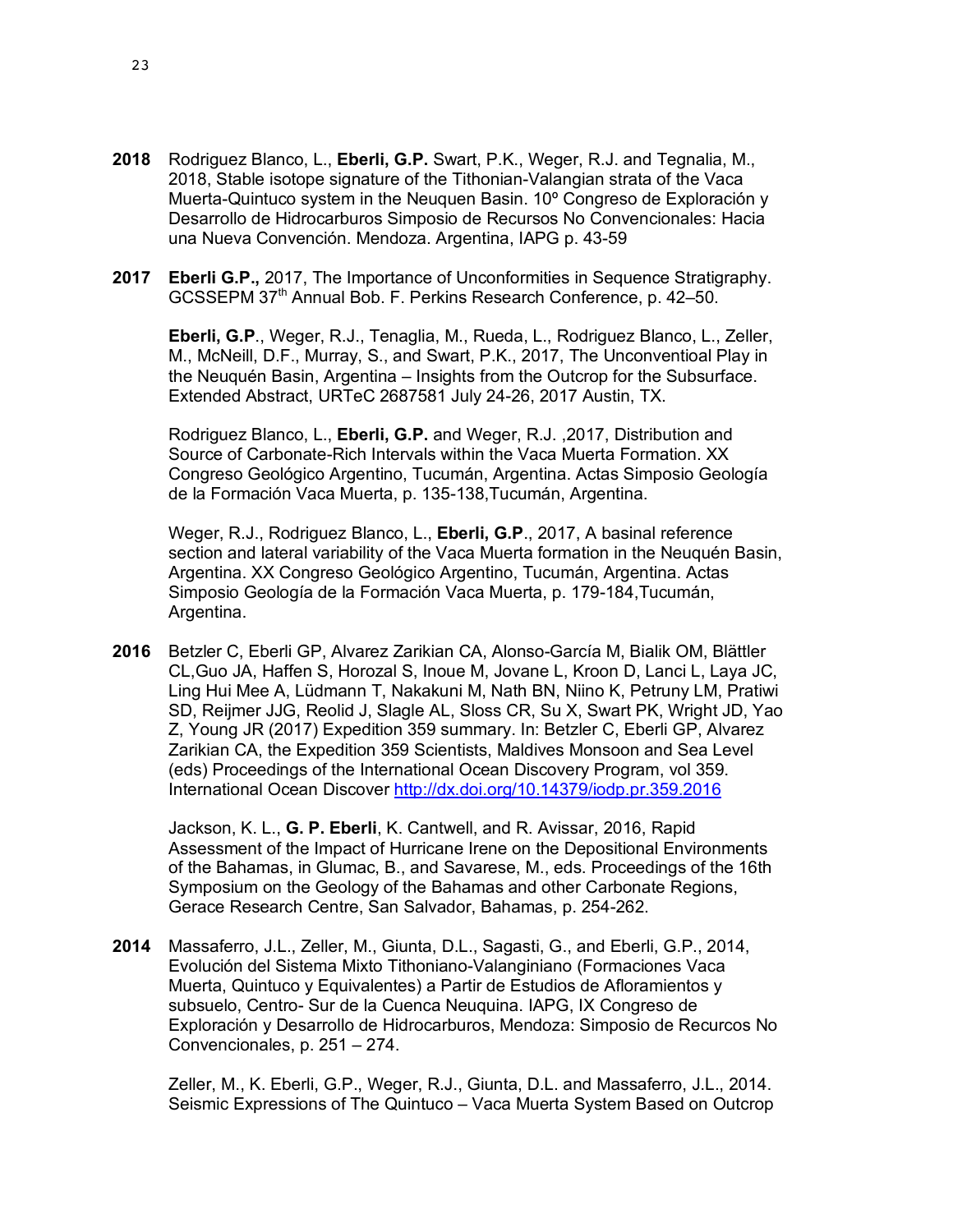**2018** Rodriguez Blanco, L., **Eberli, G.P.** Swart, P.K., Weger, R.J. and Tegnalia, M., 2018, Stable isotope signature of the Tithonian-Valangian strata of the Vaca Muerta-Quintuco system in the Neuquen Basin. 10º Congreso de Exploración y Desarrollo de Hidrocarburos Simposio de Recursos No Convencionales: Hacia una Nueva Convención. Mendoza. Argentina, IAPG p. 43-59

**2017** **Eberli G.P.,** 2017, The Importance of Unconformities in Sequence Stratigraphy. GCSSEPM 37th Annual Bob. F. Perkins Research Conference, p. 42–50.

**Eberli, G.P**., Weger, R.J., Tenaglia, M., Rueda, L., Rodriguez Blanco, L., Zeller, M., McNeill, D.F., Murray, S., and Swart, P.K., 2017, The Unconventioal Play in the Neuquén Basin, Argentina – Insights from the Outcrop for the Subsurface. Extended Abstract, URTeC 2687581 July 24-26, 2017 Austin, TX.

Rodriguez Blanco, L., **Eberli, G.P.** and Weger, R.J. ,2017, Distribution and Source of Carbonate-Rich Intervals within the Vaca Muerta Formation. XX Congreso Geológico Argentino, Tucumán, Argentina. Actas Simposio Geología de la Formación Vaca Muerta, p. 135-138,Tucumán, Argentina.

Weger, R.J., Rodriguez Blanco, L., **Eberli, G.P**., 2017, A basinal reference section and lateral variability of the Vaca Muerta formation in the Neuquén Basin, Argentina. XX Congreso Geológico Argentino, Tucumán, Argentina. Actas Simposio Geología de la Formación Vaca Muerta, p. 179-184,Tucumán, Argentina.

**2016** Betzler C, Eberli GP, Alvarez Zarikian CA, Alonso-García M, Bialik OM, Blättler CL,Guo JA, Haffen S, Horozal S, Inoue M, Jovane L, Kroon D, Lanci L, Laya JC, Ling Hui Mee A, Lüdmann T, Nakakuni M, Nath BN, Niino K, Petruny LM, Pratiwi SD, Reijmer JJG, Reolid J, Slagle AL, Sloss CR, Su X, Swart PK, Wright JD, Yao Z, Young JR (2017) Expedition 359 summary. In: Betzler C, Eberli GP, Alvarez Zarikian CA, the Expedition 359 Scientists, Maldives Monsoon and Sea Level (eds) Proceedings of the International Ocean Discovery Program, vol 359. International Ocean Discover http://dx.doi.org/10.14379/iodp.pr.359.2016

Jackson, K. L., **G. P. Eberli**, K. Cantwell, and R. Avissar, 2016, Rapid Assessment of the Impact of Hurricane Irene on the Depositional Environments of the Bahamas, in Glumac, B., and Savarese, M., eds. Proceedings of the 16th Symposium on the Geology of the Bahamas and other Carbonate Regions, Gerace Research Centre, San Salvador, Bahamas, p. 254-262.

**2014** Massaferro, J.L., Zeller, M., Giunta, D.L., Sagasti, G., and Eberli, G.P., 2014, Evolución del Sistema Mixto Tithoniano-Valanginiano (Formaciones Vaca Muerta, Quintuco y Equivalentes) a Partir de Estudios de Afloramientos y subsuelo, Centro- Sur de la Cuenca Neuquina. IAPG, IX Congreso de Exploración y Desarrollo de Hidrocarburos, Mendoza: Simposio de Recurcos No Convencionales, p. 251 – 274.

Zeller, M., K. Eberli, G.P., Weger, R.J., Giunta, D.L. and Massaferro, J.L., 2014. Seismic Expressions of The Quintuco – Vaca Muerta System Based on Outcrop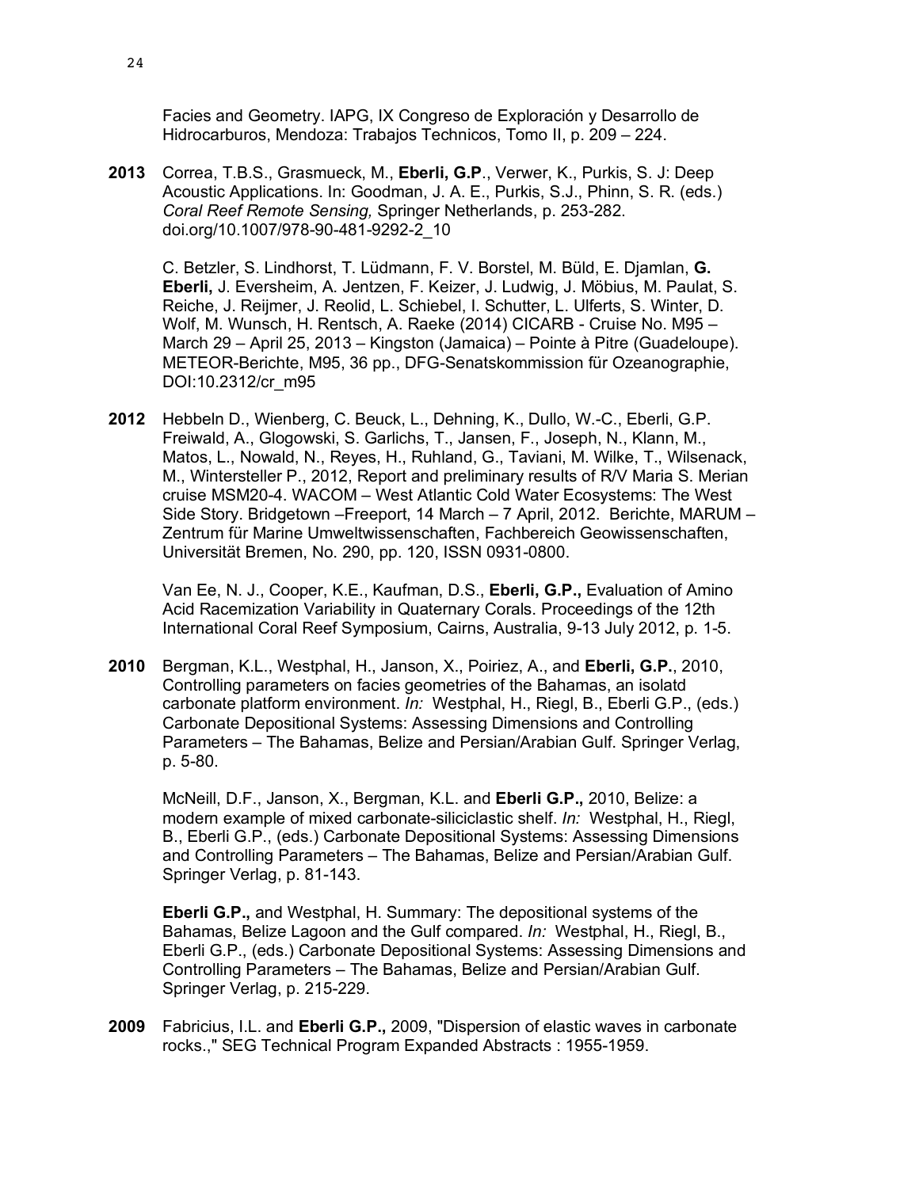Facies and Geometry. IAPG, IX Congreso de Exploración y Desarrollo de Hidrocarburos, Mendoza: Trabajos Technicos, Tomo II, p. 209 – 224.

**2013** Correa, T.B.S., Grasmueck, M., **Eberli, G.P**., Verwer, K., Purkis, S. J: Deep Acoustic Applications. In: Goodman, J. A. E., Purkis, S.J., Phinn, S. R. (eds.) *Coral Reef Remote Sensing,* Springer Netherlands, p. 253-282. doi.org/10.1007/978-90-481-9292-2_10

C. Betzler, S. Lindhorst, T. Lüdmann, F. V. Borstel, M. Büld, E. Djamlan, **G. Eberli,** J. Eversheim, A. Jentzen, F. Keizer, J. Ludwig, J. Möbius, M. Paulat, S. Reiche, J. Reijmer, J. Reolid, L. Schiebel, I. Schutter, L. Ulferts, S. Winter, D. Wolf, M. Wunsch, H. Rentsch, A. Raeke (2014) CICARB - Cruise No. M95 – March 29 – April 25, 2013 – Kingston (Jamaica) – Pointe à Pitre (Guadeloupe). METEOR-Berichte, M95, 36 pp., DFG-Senatskommission für Ozeanographie, DOI:10.2312/cr_m95

**2012** Hebbeln D., Wienberg, C. Beuck, L., Dehning, K., Dullo, W.-C., Eberli, G.P. Freiwald, A., Glogowski, S. Garlichs, T., Jansen, F., Joseph, N., Klann, M., Matos, L., Nowald, N., Reyes, H., Ruhland, G., Taviani, M. Wilke, T., Wilsenack, M., Wintersteller P., 2012, Report and preliminary results of R/V Maria S. Merian cruise MSM20-4. WACOM – West Atlantic Cold Water Ecosystems: The West Side Story. Bridgetown –Freeport, 14 March – 7 April, 2012. Berichte, MARUM – Zentrum für Marine Umweltwissenschaften, Fachbereich Geowissenschaften, Universität Bremen, No. 290, pp. 120, ISSN 0931-0800.

Van Ee, N. J., Cooper, K.E., Kaufman, D.S., **Eberli, G.P.,** Evaluation of Amino Acid Racemization Variability in Quaternary Corals. Proceedings of the 12th International Coral Reef Symposium, Cairns, Australia, 9-13 July 2012, p. 1-5.

**2010** Bergman, K.L., Westphal, H., Janson, X., Poiriez, A., and **Eberli, G.P.**, 2010, Controlling parameters on facies geometries of the Bahamas, an isolatd carbonate platform environment. *In:* Westphal, H., Riegl, B., Eberli G.P., (eds.) Carbonate Depositional Systems: Assessing Dimensions and Controlling Parameters – The Bahamas, Belize and Persian/Arabian Gulf. Springer Verlag, p. 5-80.

McNeill, D.F., Janson, X., Bergman, K.L. and **Eberli G.P.,** 2010, Belize: a modern example of mixed carbonate-siliciclastic shelf. *In:* Westphal, H., Riegl, B., Eberli G.P., (eds.) Carbonate Depositional Systems: Assessing Dimensions and Controlling Parameters – The Bahamas, Belize and Persian/Arabian Gulf. Springer Verlag, p. 81-143.

**Eberli G.P.,** and Westphal, H. Summary: The depositional systems of the Bahamas, Belize Lagoon and the Gulf compared. *In:* Westphal, H., Riegl, B., Eberli G.P., (eds.) Carbonate Depositional Systems: Assessing Dimensions and Controlling Parameters – The Bahamas, Belize and Persian/Arabian Gulf. Springer Verlag, p. 215-229.

**2009** Fabricius, I.L. and **Eberli G.P.,** 2009, "Dispersion of elastic waves in carbonate rocks.," SEG Technical Program Expanded Abstracts : 1955-1959.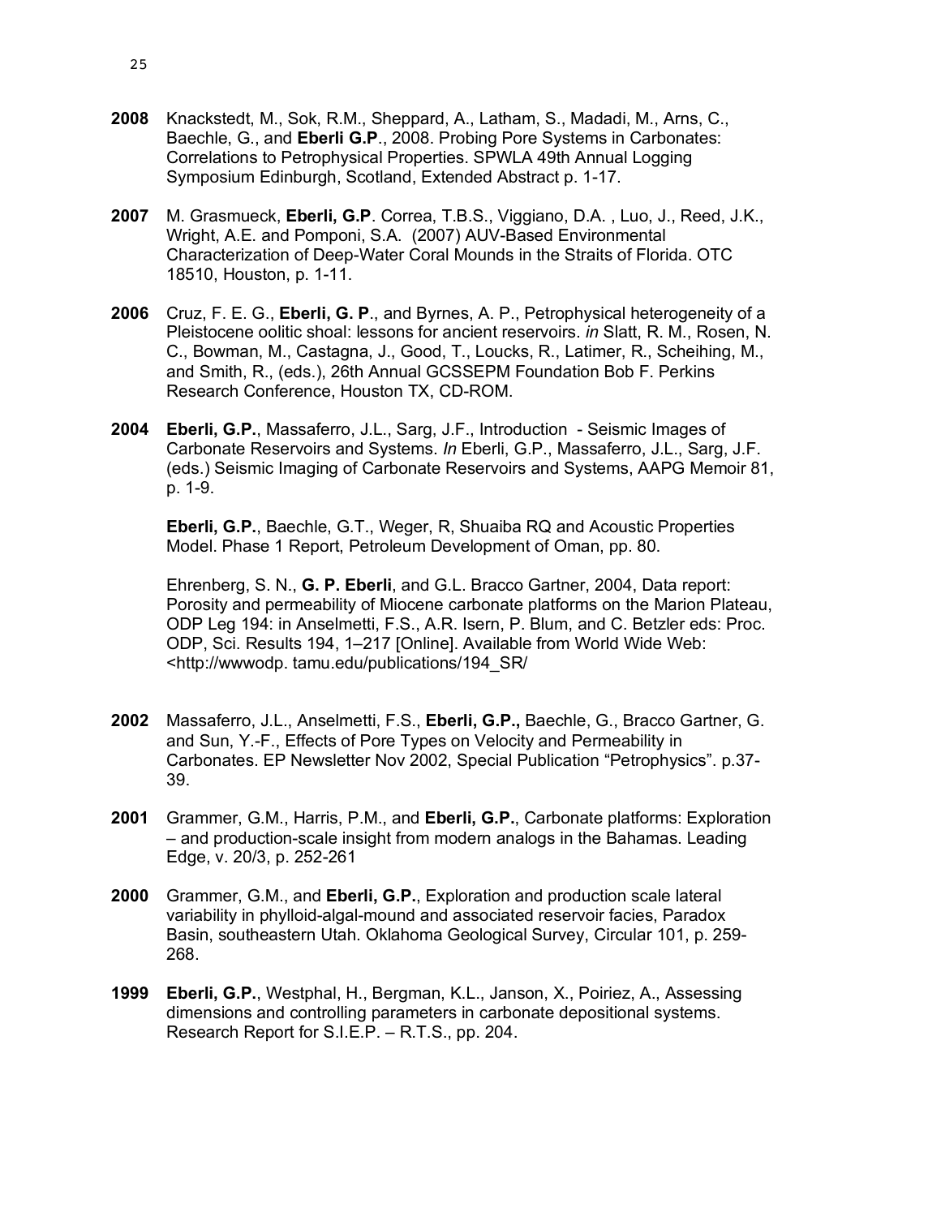**2008** Knackstedt, M., Sok, R.M., Sheppard, A., Latham, S., Madadi, M., Arns, C., Baechle, G., and **Eberli G.P**., 2008. Probing Pore Systems in Carbonates: Correlations to Petrophysical Properties. SPWLA 49th Annual Logging Symposium Edinburgh, Scotland, Extended Abstract p. 1-17.

**2007** M. Grasmueck, **Eberli, G.P**. Correa, T.B.S., Viggiano, D.A. , Luo, J., Reed, J.K., Wright, A.E. and Pomponi, S.A. (2007) AUV-Based Environmental Characterization of Deep-Water Coral Mounds in the Straits of Florida. OTC 18510, Houston, p. 1-11.

**2006** Cruz, F. E. G., **Eberli, G. P**., and Byrnes, A. P., Petrophysical heterogeneity of a Pleistocene oolitic shoal: lessons for ancient reservoirs. *in* Slatt, R. M., Rosen, N. C., Bowman, M., Castagna, J., Good, T., Loucks, R., Latimer, R., Scheihing, M., and Smith, R., (eds.), 26th Annual GCSSEPM Foundation Bob F. Perkins Research Conference, Houston TX, CD-ROM.

**2004** **Eberli, G.P.**, Massaferro, J.L., Sarg, J.F., Introduction - Seismic Images of Carbonate Reservoirs and Systems. *In* Eberli, G.P., Massaferro, J.L., Sarg, J.F. (eds.) Seismic Imaging of Carbonate Reservoirs and Systems, AAPG Memoir 81, p. 1-9.

**Eberli, G.P.**, Baechle, G.T., Weger, R, Shuaiba RQ and Acoustic Properties Model. Phase 1 Report, Petroleum Development of Oman, pp. 80.

Ehrenberg, S. N., **G. P. Eberli**, and G.L. Bracco Gartner, 2004, Data report: Porosity and permeability of Miocene carbonate platforms on the Marion Plateau, ODP Leg 194: in Anselmetti, F.S., A.R. Isern, P. Blum, and C. Betzler eds: Proc. ODP, Sci. Results 194, 1–217 [Online]. Available from World Wide Web: <http://wwwodp. tamu.edu/publications/194_SR/

**2002** Massaferro, J.L., Anselmetti, F.S., **Eberli, G.P.,** Baechle, G., Bracco Gartner, G. and Sun, Y.-F., Effects of Pore Types on Velocity and Permeability in Carbonates. EP Newsletter Nov 2002, Special Publication "Petrophysics". p.37-39.

**2001** Grammer, G.M., Harris, P.M., and **Eberli, G.P.**, Carbonate platforms: Exploration – and production-scale insight from modern analogs in the Bahamas. Leading Edge, v. 20/3, p. 252-261

**2000** Grammer, G.M., and **Eberli, G.P.**, Exploration and production scale lateral variability in phylloid-algal-mound and associated reservoir facies, Paradox Basin, southeastern Utah. Oklahoma Geological Survey, Circular 101, p. 259-268.

**1999** **Eberli, G.P.**, Westphal, H., Bergman, K.L., Janson, X., Poiriez, A., Assessing dimensions and controlling parameters in carbonate depositional systems. Research Report for S.I.E.P. – R.T.S., pp. 204.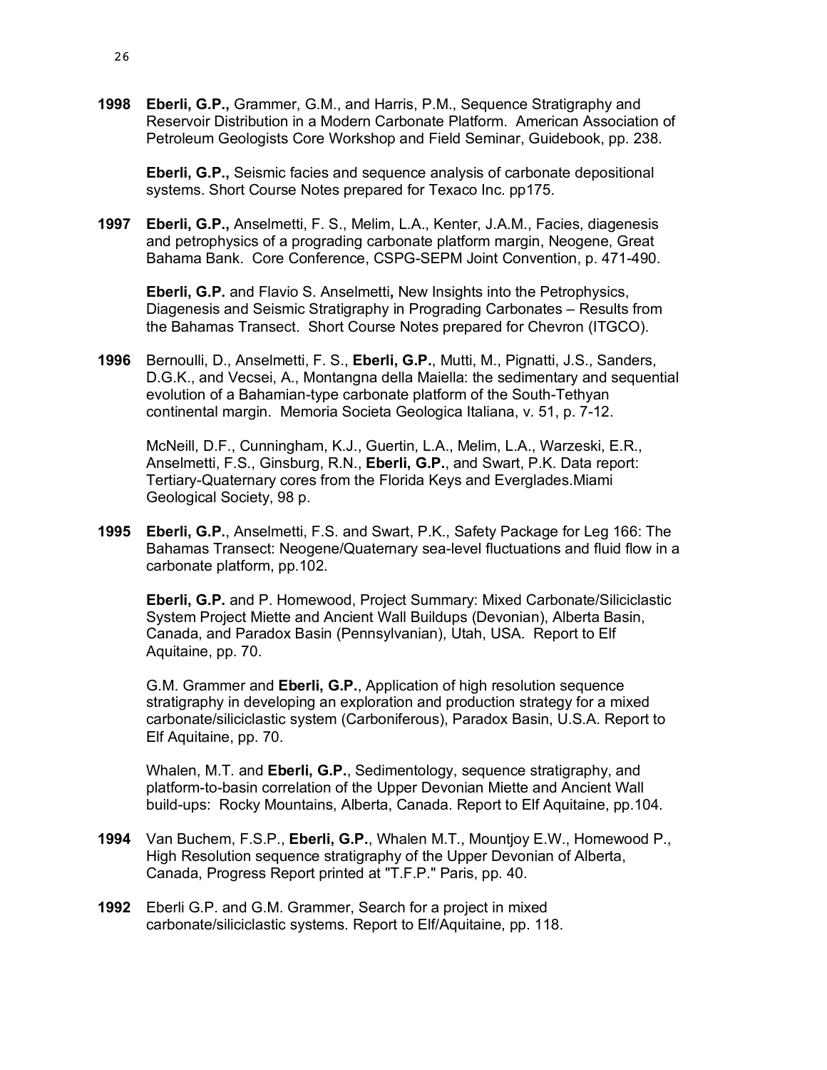**1998** **Eberli, G.P.,** Grammer, G.M., and Harris, P.M., Sequence Stratigraphy and Reservoir Distribution in a Modern Carbonate Platform. American Association of Petroleum Geologists Core Workshop and Field Seminar, Guidebook, pp. 238.

**Eberli, G.P.,** Seismic facies and sequence analysis of carbonate depositional systems. Short Course Notes prepared for Texaco Inc. pp175.

**1997** **Eberli, G.P.,** Anselmetti, F. S., Melim, L.A., Kenter, J.A.M., Facies, diagenesis and petrophysics of a prograding carbonate platform margin, Neogene, Great Bahama Bank. Core Conference, CSPG-SEPM Joint Convention, p. 471-490.

**Eberli, G.P.** and Flavio S. Anselmetti**,** New Insights into the Petrophysics, Diagenesis and Seismic Stratigraphy in Prograding Carbonates – Results from the Bahamas Transect. Short Course Notes prepared for Chevron (ITGCO).

**1996** Bernoulli, D., Anselmetti, F. S., **Eberli, G.P.**, Mutti, M., Pignatti, J.S., Sanders, D.G.K., and Vecsei, A., Montangna della Maiella: the sedimentary and sequential evolution of a Bahamian-type carbonate platform of the South-Tethyan continental margin. Memoria Societa Geologica Italiana, v. 51, p. 7-12.

McNeill, D.F., Cunningham, K.J., Guertin, L.A., Melim, L.A., Warzeski, E.R., Anselmetti, F.S., Ginsburg, R.N., **Eberli, G.P.**, and Swart, P.K. Data report: Tertiary-Quaternary cores from the Florida Keys and Everglades.Miami Geological Society, 98 p.

**1995** **Eberli, G.P.**, Anselmetti, F.S. and Swart, P.K., Safety Package for Leg 166: The Bahamas Transect: Neogene/Quaternary sea-level fluctuations and fluid flow in a carbonate platform, pp.102.

**Eberli, G.P.** and P. Homewood, Project Summary: Mixed Carbonate/Siliciclastic System Project Miette and Ancient Wall Buildups (Devonian), Alberta Basin, Canada, and Paradox Basin (Pennsylvanian), Utah, USA. Report to Elf Aquitaine, pp. 70.

G.M. Grammer and **Eberli, G.P.**, Application of high resolution sequence stratigraphy in developing an exploration and production strategy for a mixed carbonate/siliciclastic system (Carboniferous), Paradox Basin, U.S.A. Report to Elf Aquitaine, pp. 70.

Whalen, M.T. and **Eberli, G.P.**, Sedimentology, sequence stratigraphy, and platform-to-basin correlation of the Upper Devonian Miette and Ancient Wall build-ups: Rocky Mountains, Alberta, Canada. Report to Elf Aquitaine, pp.104.

**1994** Van Buchem, F.S.P., **Eberli, G.P.**, Whalen M.T., Mountjoy E.W., Homewood P., High Resolution sequence stratigraphy of the Upper Devonian of Alberta, Canada, Progress Report printed at "T.F.P." Paris, pp. 40.

**1992** Eberli G.P. and G.M. Grammer, Search for a project in mixed carbonate/siliciclastic systems. Report to Elf/Aquitaine, pp. 118.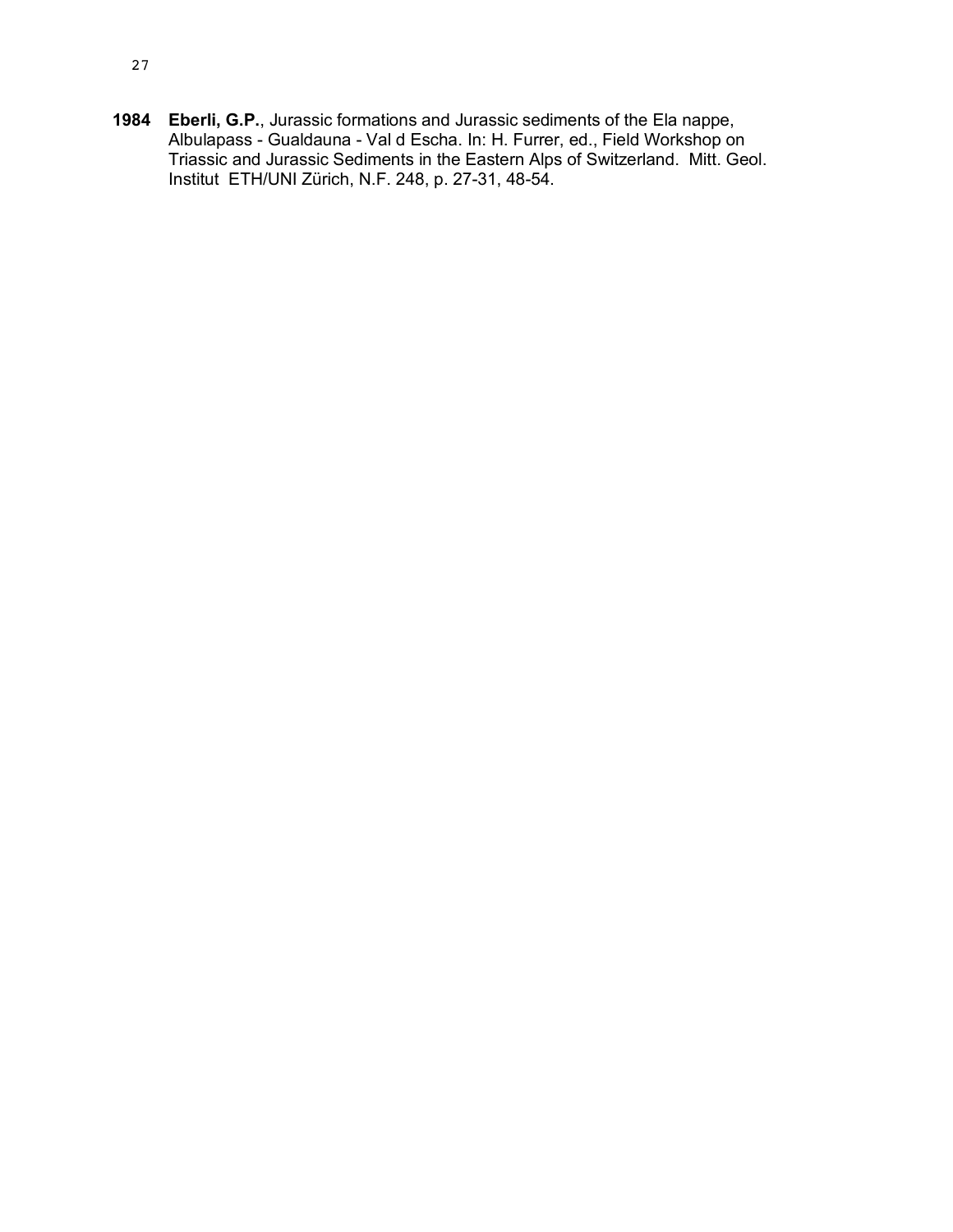**1984** **Eberli, G.P.**, Jurassic formations and Jurassic sediments of the Ela nappe, Albulapass - Gualdauna - Val d Escha. In: H. Furrer, ed., Field Workshop on Triassic and Jurassic Sediments in the Eastern Alps of Switzerland. Mitt. Geol. Institut ETH/UNI Zürich, N.F. 248, p. 27-31, 48-54.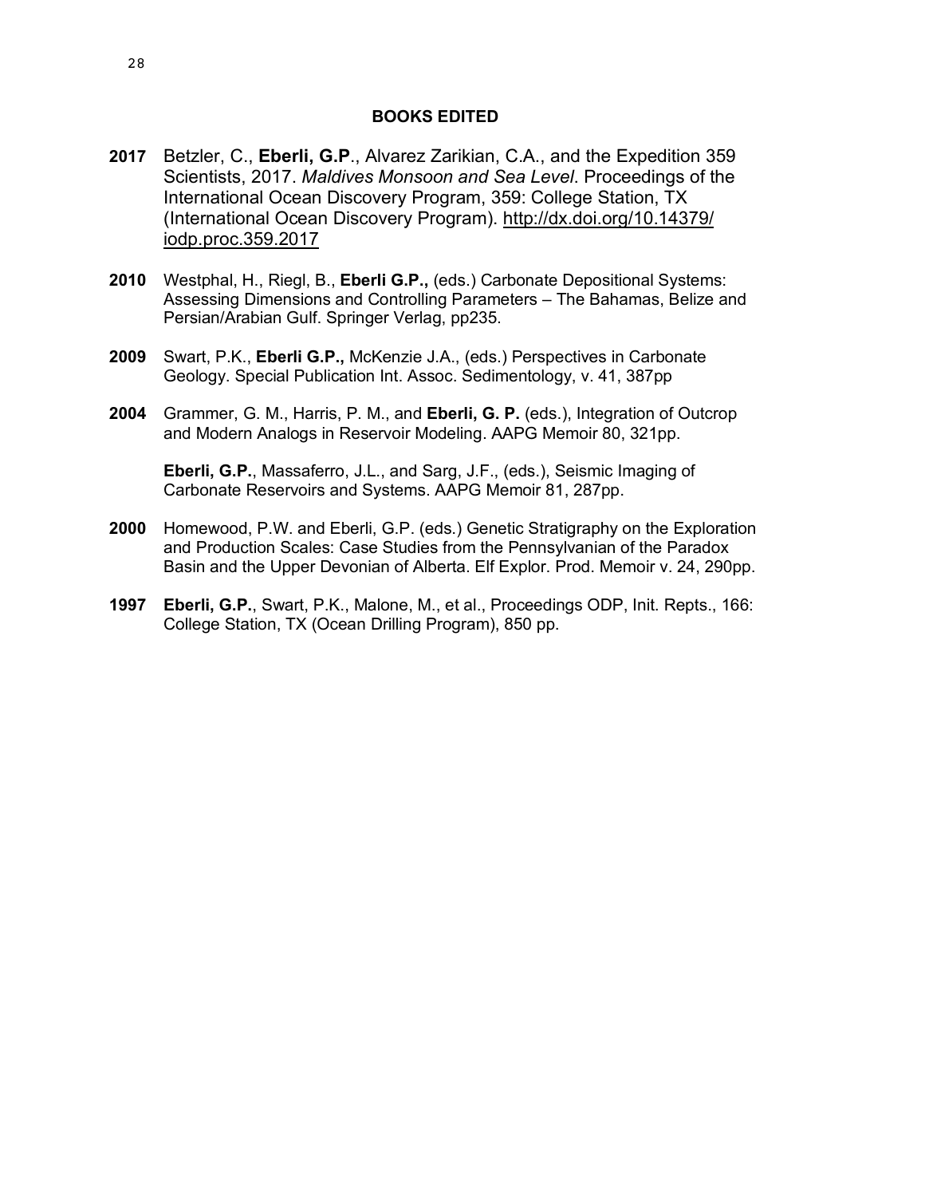## BOOKS EDITED

**2017** Betzler, C., **Eberli, G.P**., Alvarez Zarikian, C.A., and the Expedition 359 Scientists, 2017. *Maldives Monsoon and Sea Level*. Proceedings of the International Ocean Discovery Program, 359: College Station, TX (International Ocean Discovery Program). http://dx.doi.org/10.14379/iodp.proc.359.2017

**2010** Westphal, H., Riegl, B., **Eberli G.P.,** (eds.) Carbonate Depositional Systems: Assessing Dimensions and Controlling Parameters – The Bahamas, Belize and Persian/Arabian Gulf. Springer Verlag, pp235.

**2009** Swart, P.K., **Eberli G.P.,** McKenzie J.A., (eds.) Perspectives in Carbonate Geology. Special Publication Int. Assoc. Sedimentology, v. 41, 387pp

**2004** Grammer, G. M., Harris, P. M., and **Eberli, G. P.** (eds.), Integration of Outcrop and Modern Analogs in Reservoir Modeling. AAPG Memoir 80, 321pp.

**Eberli, G.P.**, Massaferro, J.L., and Sarg, J.F., (eds.), Seismic Imaging of Carbonate Reservoirs and Systems. AAPG Memoir 81, 287pp.

**2000** Homewood, P.W. and Eberli, G.P. (eds.) Genetic Stratigraphy on the Exploration and Production Scales: Case Studies from the Pennsylvanian of the Paradox Basin and the Upper Devonian of Alberta. Elf Explor. Prod. Memoir v. 24, 290pp.

**1997** **Eberli, G.P.**, Swart, P.K., Malone, M., et al., Proceedings ODP, Init. Repts., 166: College Station, TX (Ocean Drilling Program), 850 pp.